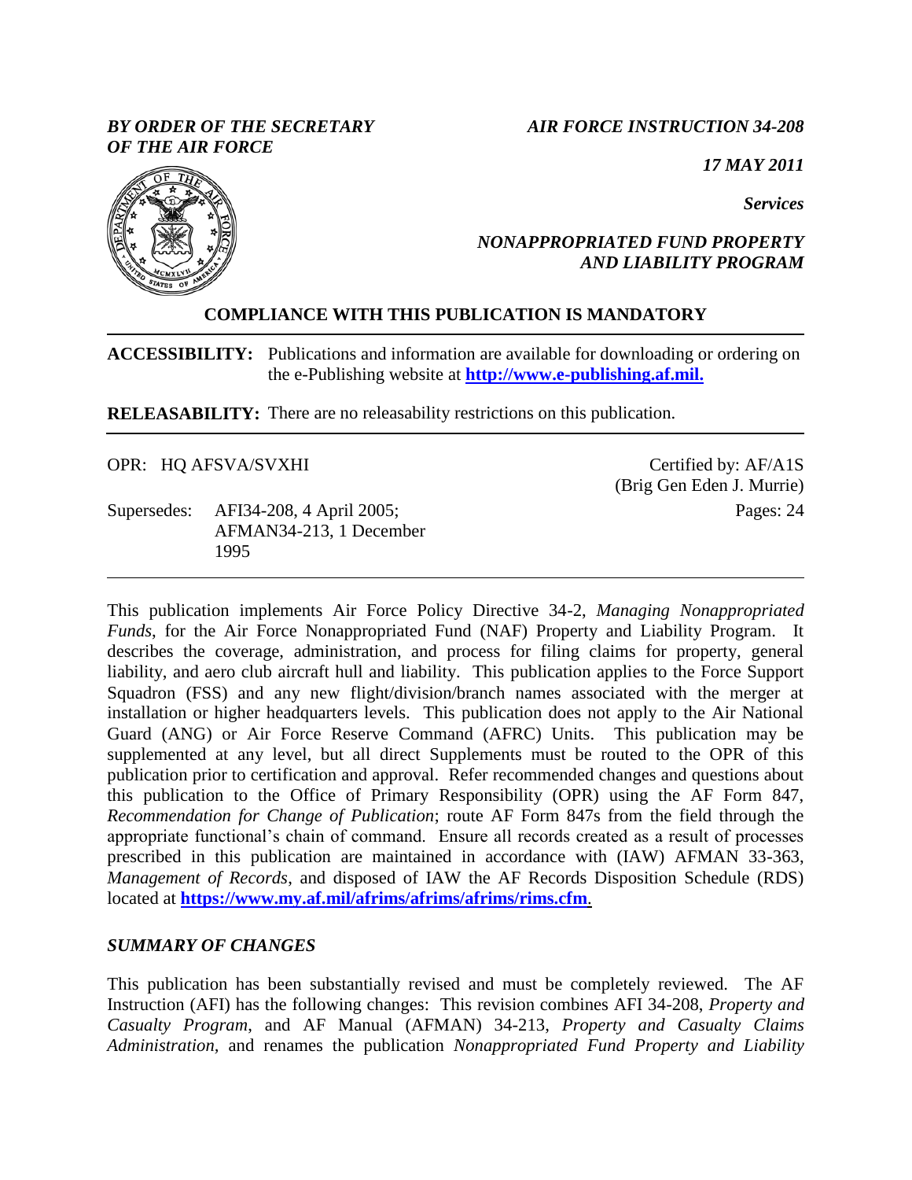*BY ORDER OF THE SECRETARY OF THE AIR FORCE*

*AIR FORCE INSTRUCTION 34-208*

*17 MAY 2011*

*Services*

*NONAPPROPRIATED FUND PROPERTY AND LIABILITY PROGRAM*

**COMPLIANCE WITH THIS PUBLICATION IS MANDATORY**

**ACCESSIBILITY:** Publications and information are available for downloading or ordering on the e-Publishing website at **http://www.e-publishing.af.mil.**

**RELEASABILITY:** There are no releasability restrictions on this publication.

OPR: HQ AFSVA/SVXHI

Certified by: AF/A1S (Brig Gen Eden J. Murrie)

Supersedes: AFI34-208, 4 April 2005; AFMAN34-213, 1 December 1995

Pages: 24

This publication implements Air Force Policy Directive 34-2, *Managing Nonappropriated Funds*, for the Air Force Nonappropriated Fund (NAF) Property and Liability Program. It describes the coverage, administration, and process for filing claims for property, general liability, and aero club aircraft hull and liability. This publication applies to the Force Support Squadron (FSS) and any new flight/division/branch names associated with the merger at installation or higher headquarters levels. This publication does not apply to the Air National Guard (ANG) or Air Force Reserve Command (AFRC) Units. This publication may be supplemented at any level, but all direct Supplements must be routed to the OPR of this publication prior to certification and approval. Refer recommended changes and questions about this publication to the Office of Primary Responsibility (OPR) using the AF Form 847, *Recommendation for Change of Publication*; route AF Form 847s from the field through the appropriate functional's chain of command. Ensure all records created as a result of processes prescribed in this publication are maintained in accordance with (IAW) AFMAN 33-363, *Management of Records*, and disposed of IAW the AF Records Disposition Schedule (RDS) located at **https://www.my.af.mil/afrims/afrims/afrims/rims.cfm**.

## *SUMMARY OF CHANGES*

This publication has been substantially revised and must be completely reviewed. The AF Instruction (AFI) has the following changes: This revision combines AFI 34-208, *Property and Casualty Program*, and AF Manual (AFMAN) 34-213, *Property and Casualty Claims Administration,* and renames the publication *Nonappropriated Fund Property and Liability*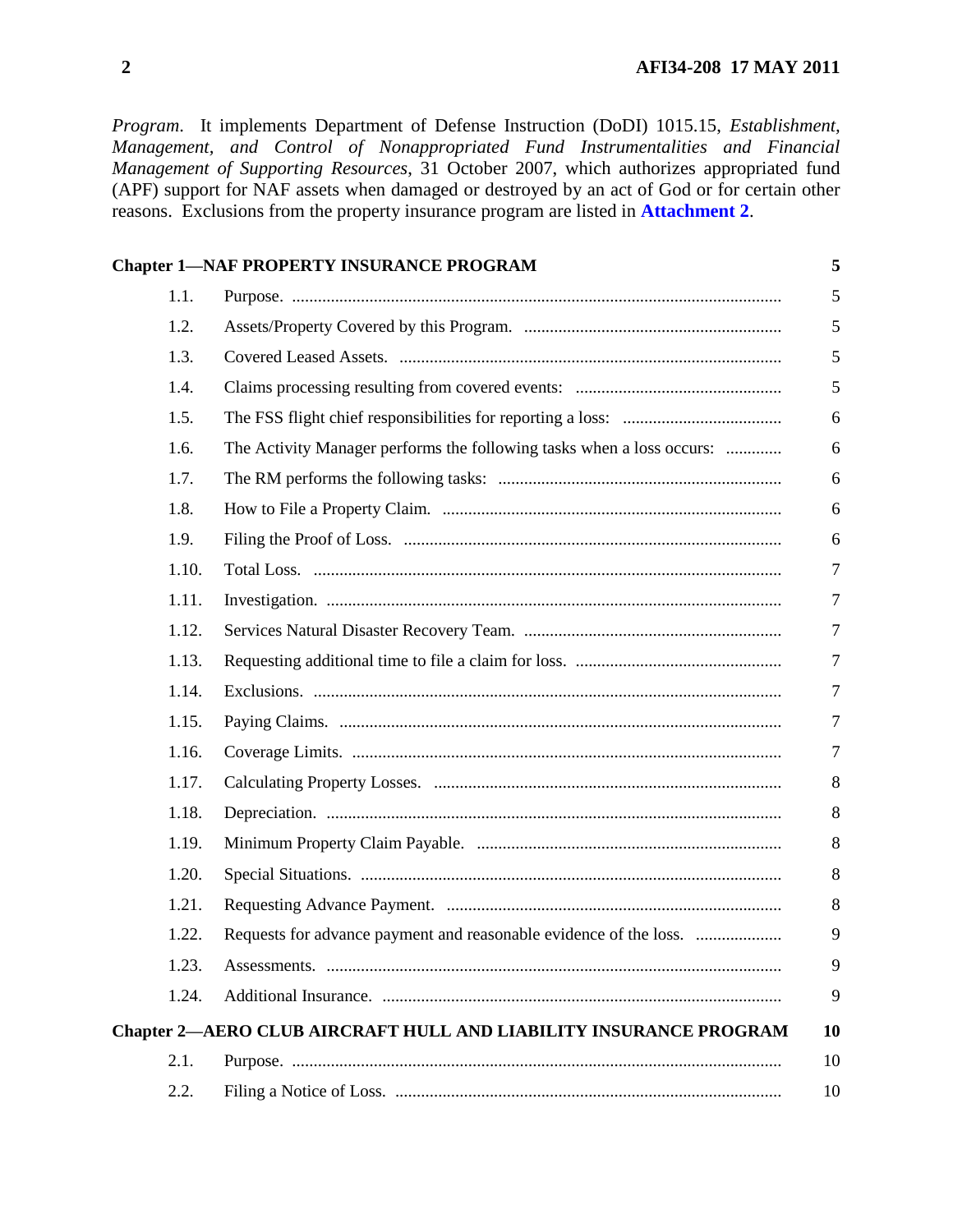*Program*. It implements Department of Defense Instruction (DoDI) 1015.15, *Establishment, Management, and Control of Nonappropriated Fund Instrumentalities and Financial Management of Supporting Resources*, 31 October 2007, which authorizes appropriated fund (APF) support for NAF assets when damaged or destroyed by an act of God or for certain other reasons. Exclusions from the property insurance program are listed in **Attachment 2**.

| | | |
|---|---|---|
| **Chapter 1—NAF PROPERTY INSURANCE PROGRAM** | | **5** |
| 1.1. | Purpose. | 5 |
| 1.2. | Assets/Property Covered by this Program. | 5 |
| 1.3. | Covered Leased Assets. | 5 |
| 1.4. | Claims processing resulting from covered events: | 5 |
| 1.5. | The FSS flight chief responsibilities for reporting a loss: | 6 |
| 1.6. | The Activity Manager performs the following tasks when a loss occurs: | 6 |
| 1.7. | The RM performs the following tasks: | 6 |
| 1.8. | How to File a Property Claim. | 6 |
| 1.9. | Filing the Proof of Loss. | 6 |
| 1.10. | Total Loss. | 7 |
| 1.11. | Investigation. | 7 |
| 1.12. | Services Natural Disaster Recovery Team. | 7 |
| 1.13. | Requesting additional time to file a claim for loss. | 7 |
| 1.14. | Exclusions. | 7 |
| 1.15. | Paying Claims. | 7 |
| 1.16. | Coverage Limits. | 7 |
| 1.17. | Calculating Property Losses. | 8 |
| 1.18. | Depreciation. | 8 |
| 1.19. | Minimum Property Claim Payable. | 8 |
| 1.20. | Special Situations. | 8 |
| 1.21. | Requesting Advance Payment. | 8 |
| 1.22. | Requests for advance payment and reasonable evidence of the loss. | 9 |
| 1.23. | Assessments. | 9 |
| 1.24. | Additional Insurance. | 9 |
| **Chapter 2—AERO CLUB AIRCRAFT HULL AND LIABILITY INSURANCE PROGRAM** | | **10** |
| 2.1. | Purpose. | 10 |
| 2.2. | Filing a Notice of Loss. | 10 |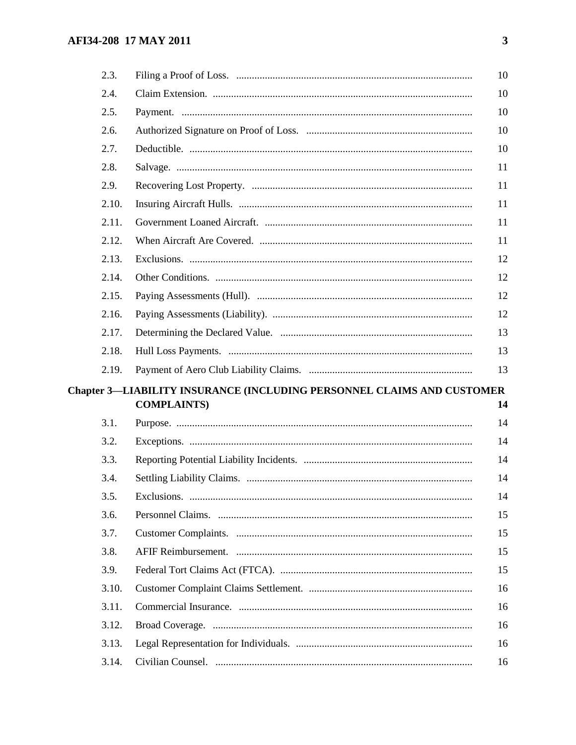| | | |
|---|---|---|
| 2.3. | Filing a Proof of Loss. | 10 |
| 2.4. | Claim Extension. | 10 |
| 2.5. | Payment. | 10 |
| 2.6. | Authorized Signature on Proof of Loss. | 10 |
| 2.7. | Deductible. | 10 |
| 2.8. | Salvage. | 11 |
| 2.9. | Recovering Lost Property. | 11 |
| 2.10. | Insuring Aircraft Hulls. | 11 |
| 2.11. | Government Loaned Aircraft. | 11 |
| 2.12. | When Aircraft Are Covered. | 11 |
| 2.13. | Exclusions. | 12 |
| 2.14. | Other Conditions. | 12 |
| 2.15. | Paying Assessments (Hull). | 12 |
| 2.16. | Paying Assessments (Liability). | 12 |
| 2.17. | Determining the Declared Value. | 13 |
| 2.18. | Hull Loss Payments. | 13 |
| 2.19. | Payment of Aero Club Liability Claims. | 13 |

**Chapter 3—LIABILITY INSURANCE (INCLUDING PERSONNEL CLAIMS AND CUSTOMER COMPLAINTS) 14**

| | | |
|---|---|---|
| 3.1. | Purpose. | 14 |
| 3.2. | Exceptions. | 14 |
| 3.3. | Reporting Potential Liability Incidents. | 14 |
| 3.4. | Settling Liability Claims. | 14 |
| 3.5. | Exclusions. | 14 |
| 3.6. | Personnel Claims. | 15 |
| 3.7. | Customer Complaints. | 15 |
| 3.8. | AFIF Reimbursement. | 15 |
| 3.9. | Federal Tort Claims Act (FTCA). | 15 |
| 3.10. | Customer Complaint Claims Settlement. | 16 |
| 3.11. | Commercial Insurance. | 16 |
| 3.12. | Broad Coverage. | 16 |
| 3.13. | Legal Representation for Individuals. | 16 |
| 3.14. | Civilian Counsel. | 16 |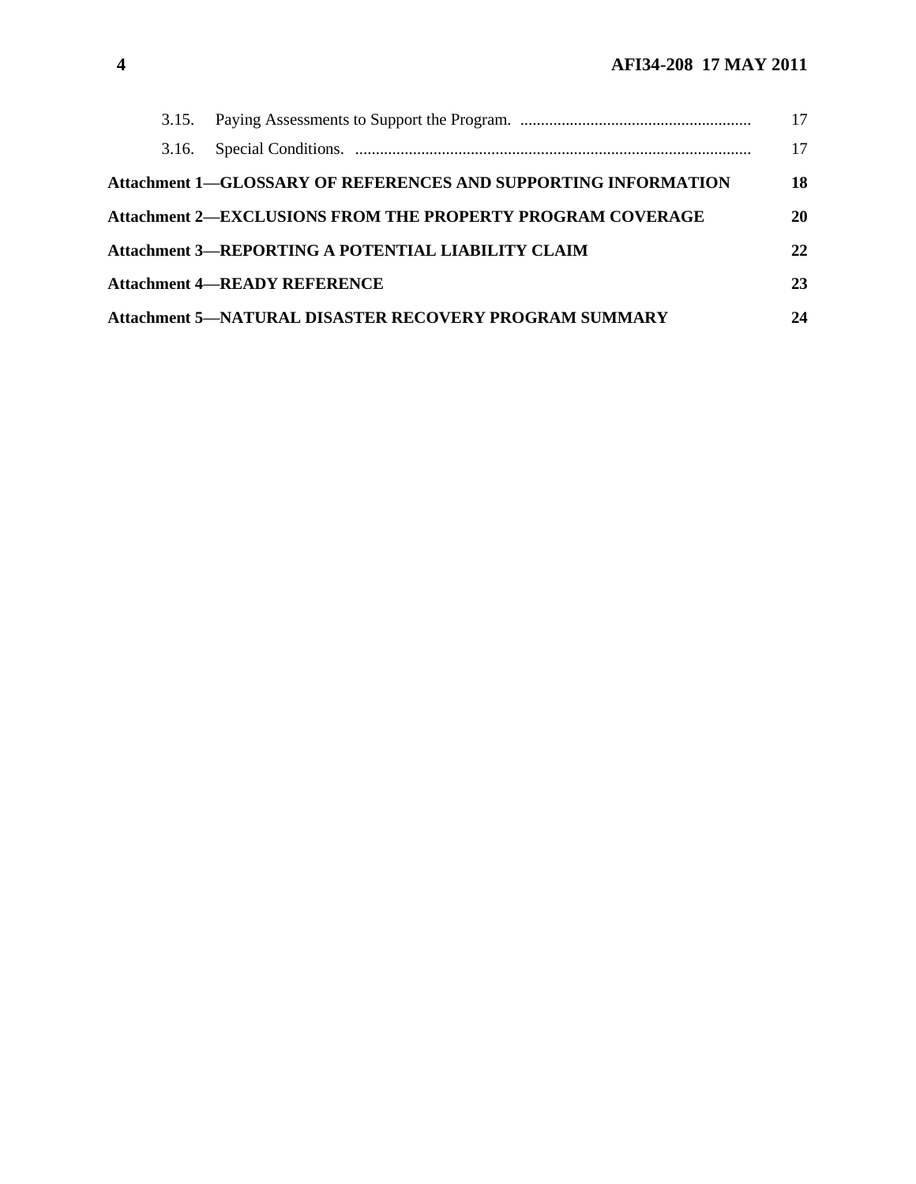| | | |
|---|---|---|
| 3.15. | Paying Assessments to Support the Program. | 17 |
| 3.16. | Special Conditions. | 17 |
| **Attachment 1—GLOSSARY OF REFERENCES AND SUPPORTING INFORMATION** | | **18** |
| **Attachment 2—EXCLUSIONS FROM THE PROPERTY PROGRAM COVERAGE** | | **20** |
| **Attachment 3—REPORTING A POTENTIAL LIABILITY CLAIM** | | **22** |
| **Attachment 4—READY REFERENCE** | | **23** |
| **Attachment 5—NATURAL DISASTER RECOVERY PROGRAM SUMMARY** | | **24** |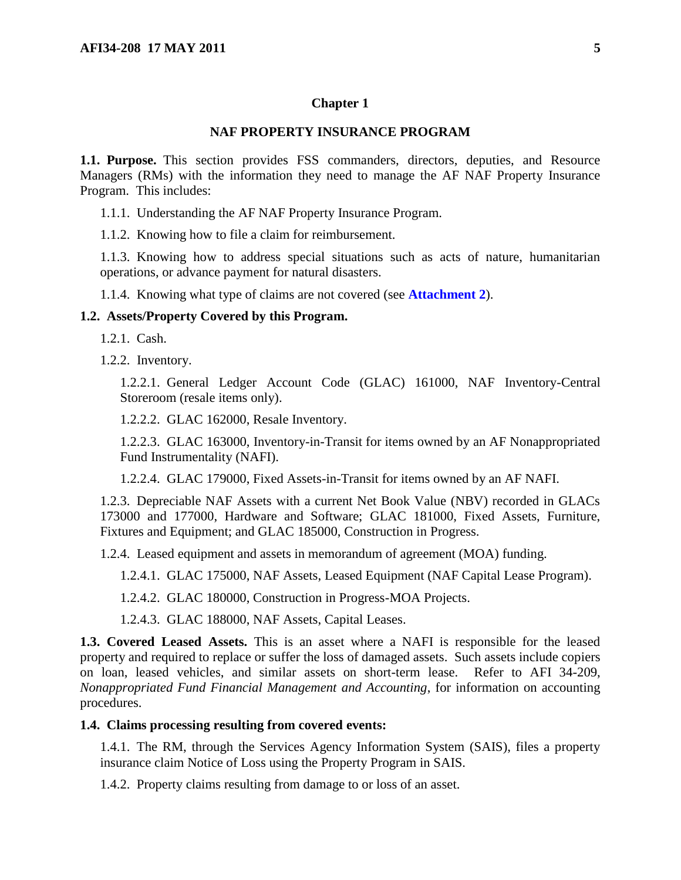# Chapter 1

## NAF PROPERTY INSURANCE PROGRAM

**1.1. Purpose.** This section provides FSS commanders, directors, deputies, and Resource Managers (RMs) with the information they need to manage the AF NAF Property Insurance Program. This includes:

1.1.1. Understanding the AF NAF Property Insurance Program.

1.1.2. Knowing how to file a claim for reimbursement.

1.1.3. Knowing how to address special situations such as acts of nature, humanitarian operations, or advance payment for natural disasters.

1.1.4. Knowing what type of claims are not covered (see **Attachment 2**).

**1.2. Assets/Property Covered by this Program.**

1.2.1. Cash.

1.2.2. Inventory.

1.2.2.1. General Ledger Account Code (GLAC) 161000, NAF Inventory-Central Storeroom (resale items only).

1.2.2.2. GLAC 162000, Resale Inventory.

1.2.2.3. GLAC 163000, Inventory-in-Transit for items owned by an AF Nonappropriated Fund Instrumentality (NAFI).

1.2.2.4. GLAC 179000, Fixed Assets-in-Transit for items owned by an AF NAFI.

1.2.3. Depreciable NAF Assets with a current Net Book Value (NBV) recorded in GLACs 173000 and 177000, Hardware and Software; GLAC 181000, Fixed Assets, Furniture, Fixtures and Equipment; and GLAC 185000, Construction in Progress.

1.2.4. Leased equipment and assets in memorandum of agreement (MOA) funding.

1.2.4.1. GLAC 175000, NAF Assets, Leased Equipment (NAF Capital Lease Program).

1.2.4.2. GLAC 180000, Construction in Progress-MOA Projects.

1.2.4.3. GLAC 188000, NAF Assets, Capital Leases.

**1.3. Covered Leased Assets.** This is an asset where a NAFI is responsible for the leased property and required to replace or suffer the loss of damaged assets. Such assets include copiers on loan, leased vehicles, and similar assets on short-term lease. Refer to AFI 34-209, *Nonappropriated Fund Financial Management and Accounting*, for information on accounting procedures.

**1.4. Claims processing resulting from covered events:**

1.4.1. The RM, through the Services Agency Information System (SAIS), files a property insurance claim Notice of Loss using the Property Program in SAIS.

1.4.2. Property claims resulting from damage to or loss of an asset.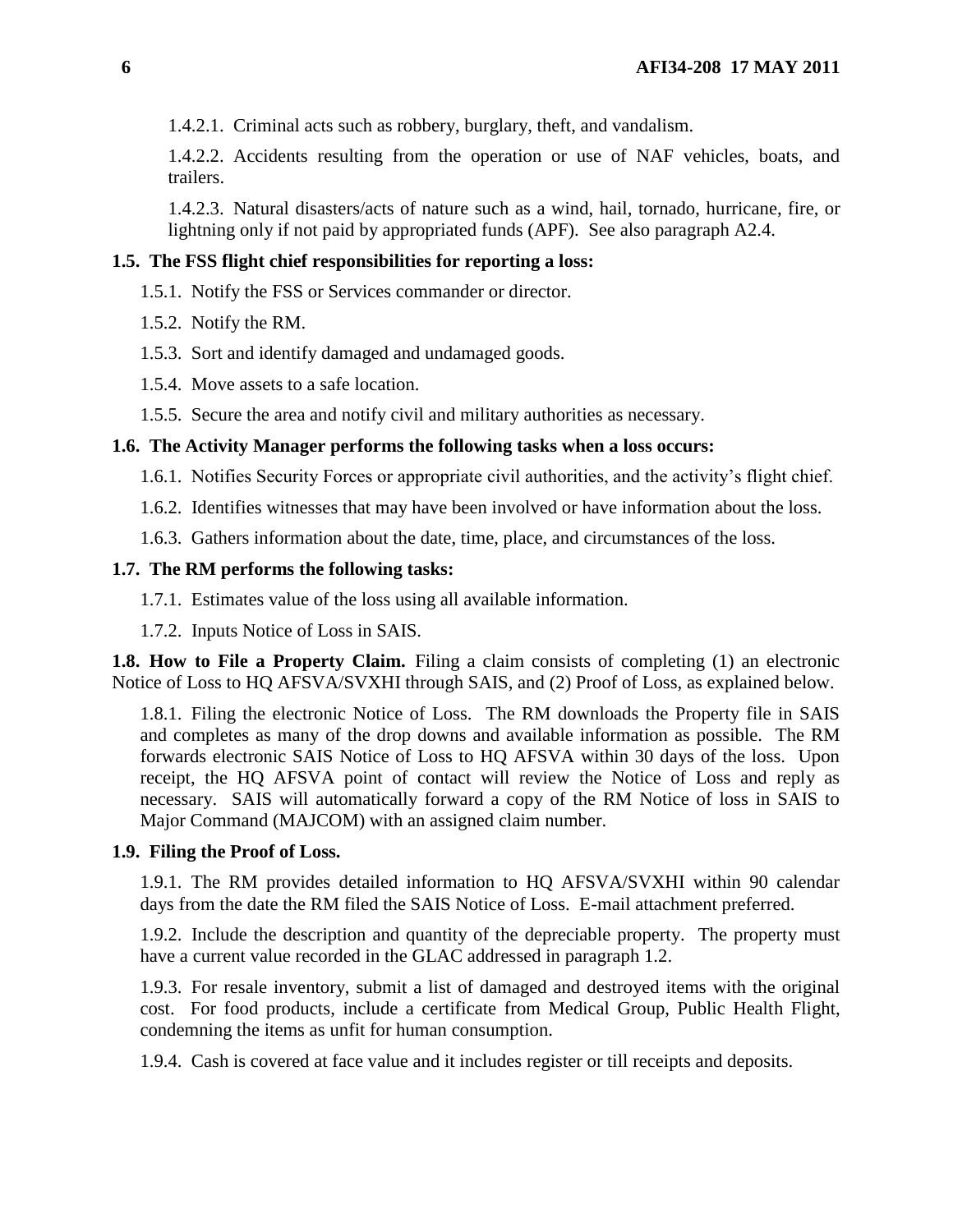1.4.2.1. Criminal acts such as robbery, burglary, theft, and vandalism.

1.4.2.2. Accidents resulting from the operation or use of NAF vehicles, boats, and trailers.

1.4.2.3. Natural disasters/acts of nature such as a wind, hail, tornado, hurricane, fire, or lightning only if not paid by appropriated funds (APF). See also paragraph A2.4.

**1.5. The FSS flight chief responsibilities for reporting a loss:**

1.5.1. Notify the FSS or Services commander or director.

1.5.2. Notify the RM.

1.5.3. Sort and identify damaged and undamaged goods.

1.5.4. Move assets to a safe location.

1.5.5. Secure the area and notify civil and military authorities as necessary.

**1.6. The Activity Manager performs the following tasks when a loss occurs:**

1.6.1. Notifies Security Forces or appropriate civil authorities, and the activity's flight chief.

1.6.2. Identifies witnesses that may have been involved or have information about the loss.

1.6.3. Gathers information about the date, time, place, and circumstances of the loss.

**1.7. The RM performs the following tasks:**

1.7.1. Estimates value of the loss using all available information.

1.7.2. Inputs Notice of Loss in SAIS.

**1.8. How to File a Property Claim.** Filing a claim consists of completing (1) an electronic Notice of Loss to HQ AFSVA/SVXHI through SAIS, and (2) Proof of Loss, as explained below.

1.8.1. Filing the electronic Notice of Loss. The RM downloads the Property file in SAIS and completes as many of the drop downs and available information as possible. The RM forwards electronic SAIS Notice of Loss to HQ AFSVA within 30 days of the loss. Upon receipt, the HQ AFSVA point of contact will review the Notice of Loss and reply as necessary. SAIS will automatically forward a copy of the RM Notice of loss in SAIS to Major Command (MAJCOM) with an assigned claim number.

**1.9. Filing the Proof of Loss.**

1.9.1. The RM provides detailed information to HQ AFSVA/SVXHI within 90 calendar days from the date the RM filed the SAIS Notice of Loss. E-mail attachment preferred.

1.9.2. Include the description and quantity of the depreciable property. The property must have a current value recorded in the GLAC addressed in paragraph 1.2.

1.9.3. For resale inventory, submit a list of damaged and destroyed items with the original cost. For food products, include a certificate from Medical Group, Public Health Flight, condemning the items as unfit for human consumption.

1.9.4. Cash is covered at face value and it includes register or till receipts and deposits.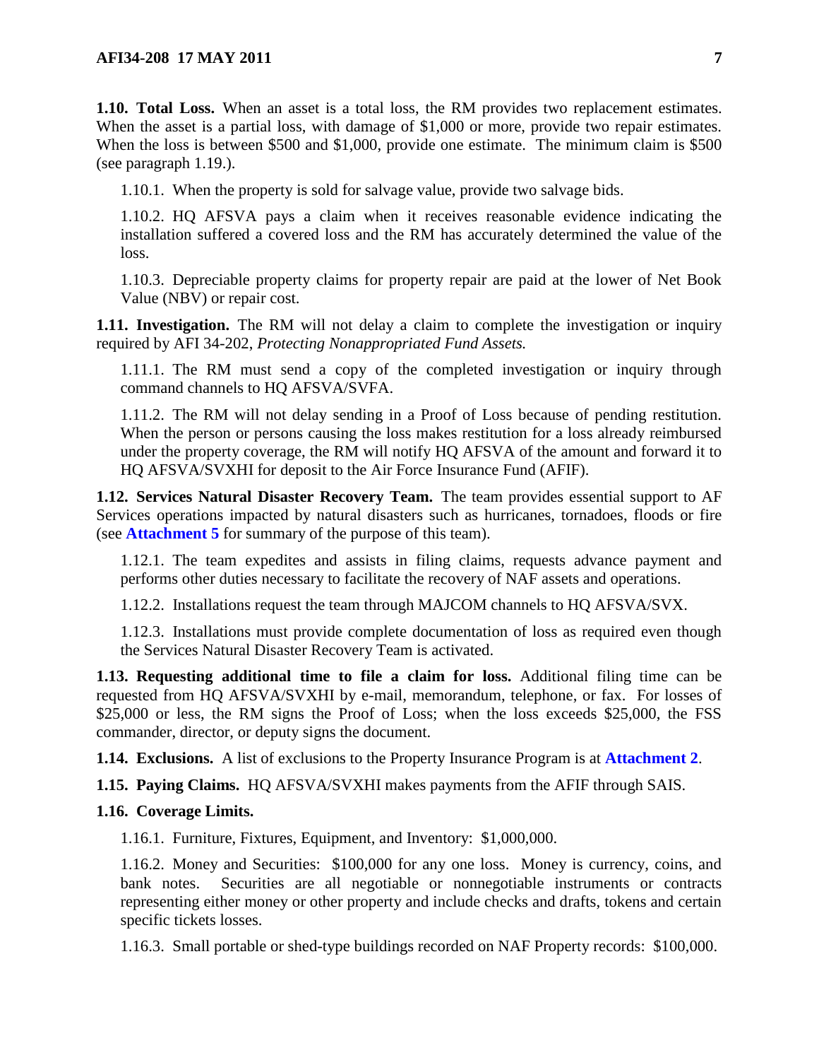**1.10. Total Loss.** When an asset is a total loss, the RM provides two replacement estimates. When the asset is a partial loss, with damage of $1,000 or more, provide two repair estimates. When the loss is between $500 and $1,000, provide one estimate. The minimum claim is $500 (see paragraph 1.19.).

1.10.1. When the property is sold for salvage value, provide two salvage bids.

1.10.2. HQ AFSVA pays a claim when it receives reasonable evidence indicating the installation suffered a covered loss and the RM has accurately determined the value of the loss.

1.10.3. Depreciable property claims for property repair are paid at the lower of Net Book Value (NBV) or repair cost.

**1.11. Investigation.** The RM will not delay a claim to complete the investigation or inquiry required by AFI 34-202, *Protecting Nonappropriated Fund Assets.*

1.11.1. The RM must send a copy of the completed investigation or inquiry through command channels to HQ AFSVA/SVFA.

1.11.2. The RM will not delay sending in a Proof of Loss because of pending restitution. When the person or persons causing the loss makes restitution for a loss already reimbursed under the property coverage, the RM will notify HQ AFSVA of the amount and forward it to HQ AFSVA/SVXHI for deposit to the Air Force Insurance Fund (AFIF).

**1.12. Services Natural Disaster Recovery Team.** The team provides essential support to AF Services operations impacted by natural disasters such as hurricanes, tornadoes, floods or fire (see **Attachment 5** for summary of the purpose of this team).

1.12.1. The team expedites and assists in filing claims, requests advance payment and performs other duties necessary to facilitate the recovery of NAF assets and operations.

1.12.2. Installations request the team through MAJCOM channels to HQ AFSVA/SVX.

1.12.3. Installations must provide complete documentation of loss as required even though the Services Natural Disaster Recovery Team is activated.

**1.13. Requesting additional time to file a claim for loss.** Additional filing time can be requested from HQ AFSVA/SVXHI by e-mail, memorandum, telephone, or fax. For losses of $25,000 or less, the RM signs the Proof of Loss; when the loss exceeds $25,000, the FSS commander, director, or deputy signs the document.

**1.14. Exclusions.** A list of exclusions to the Property Insurance Program is at **Attachment 2**.

**1.15. Paying Claims.** HQ AFSVA/SVXHI makes payments from the AFIF through SAIS.

**1.16. Coverage Limits.**

1.16.1. Furniture, Fixtures, Equipment, and Inventory: $1,000,000.

1.16.2. Money and Securities: $100,000 for any one loss. Money is currency, coins, and bank notes. Securities are all negotiable or nonnegotiable instruments or contracts representing either money or other property and include checks and drafts, tokens and certain specific tickets losses.

1.16.3. Small portable or shed-type buildings recorded on NAF Property records: $100,000.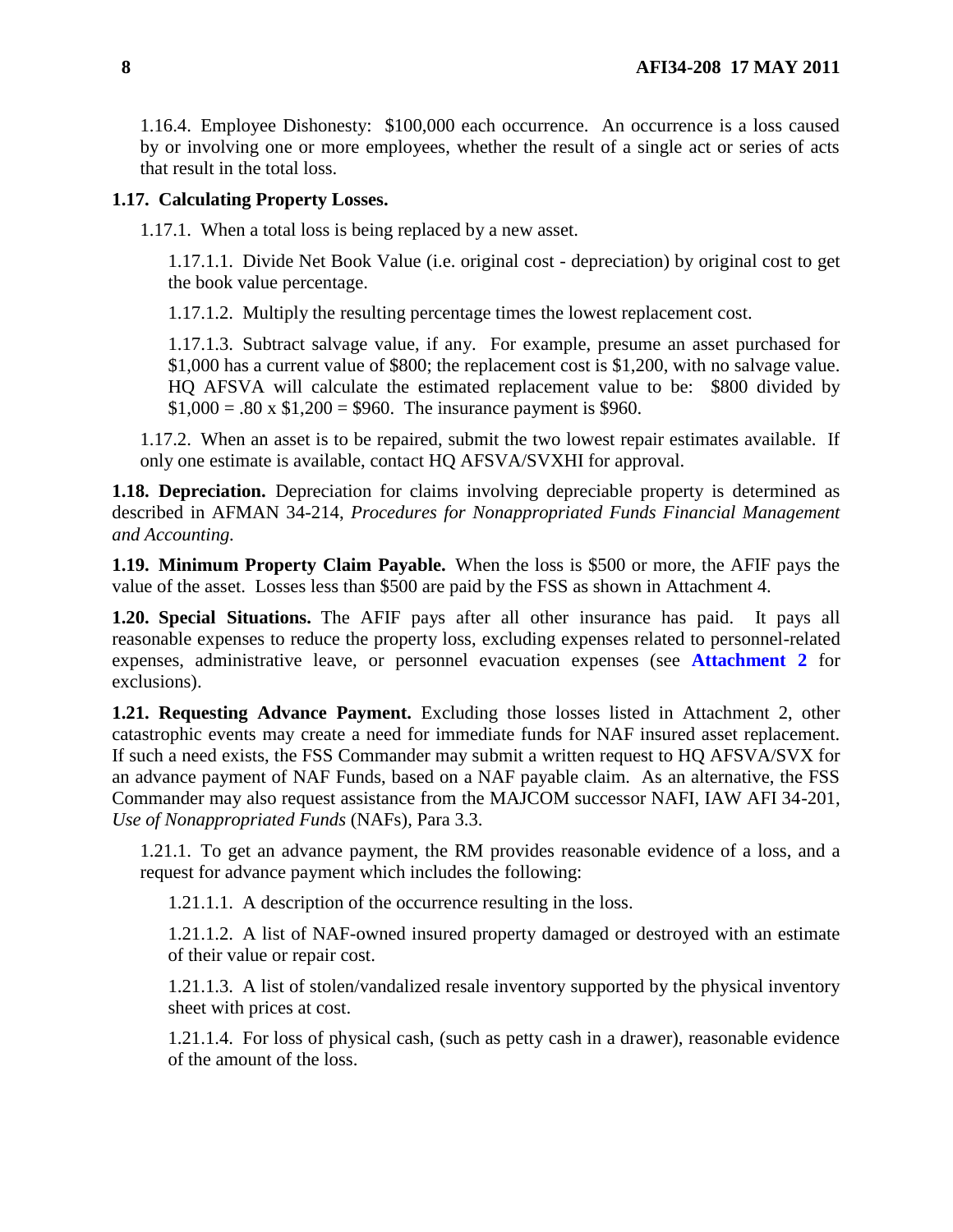1.16.4. Employee Dishonesty: $100,000 each occurrence. An occurrence is a loss caused by or involving one or more employees, whether the result of a single act or series of acts that result in the total loss.

**1.17. Calculating Property Losses.**

1.17.1. When a total loss is being replaced by a new asset.

1.17.1.1. Divide Net Book Value (i.e. original cost - depreciation) by original cost to get the book value percentage.

1.17.1.2. Multiply the resulting percentage times the lowest replacement cost.

1.17.1.3. Subtract salvage value, if any. For example, presume an asset purchased for $1,000 has a current value of $800; the replacement cost is $1,200, with no salvage value. HQ AFSVA will calculate the estimated replacement value to be: $800 divided by $1,000 = .80 x $1,200 = $960. The insurance payment is $960.

1.17.2. When an asset is to be repaired, submit the two lowest repair estimates available. If only one estimate is available, contact HQ AFSVA/SVXHI for approval.

**1.18. Depreciation.** Depreciation for claims involving depreciable property is determined as described in AFMAN 34-214, *Procedures for Nonappropriated Funds Financial Management and Accounting.*

**1.19. Minimum Property Claim Payable.** When the loss is $500 or more, the AFIF pays the value of the asset. Losses less than $500 are paid by the FSS as shown in Attachment 4.

**1.20. Special Situations.** The AFIF pays after all other insurance has paid. It pays all reasonable expenses to reduce the property loss, excluding expenses related to personnel-related expenses, administrative leave, or personnel evacuation expenses (see **Attachment 2** for exclusions).

**1.21. Requesting Advance Payment.** Excluding those losses listed in Attachment 2, other catastrophic events may create a need for immediate funds for NAF insured asset replacement. If such a need exists, the FSS Commander may submit a written request to HQ AFSVA/SVX for an advance payment of NAF Funds, based on a NAF payable claim. As an alternative, the FSS Commander may also request assistance from the MAJCOM successor NAFI, IAW AFI 34-201, *Use of Nonappropriated Funds* (NAFs), Para 3.3.

1.21.1. To get an advance payment, the RM provides reasonable evidence of a loss, and a request for advance payment which includes the following:

1.21.1.1. A description of the occurrence resulting in the loss.

1.21.1.2. A list of NAF-owned insured property damaged or destroyed with an estimate of their value or repair cost.

1.21.1.3. A list of stolen/vandalized resale inventory supported by the physical inventory sheet with prices at cost.

1.21.1.4. For loss of physical cash, (such as petty cash in a drawer), reasonable evidence of the amount of the loss.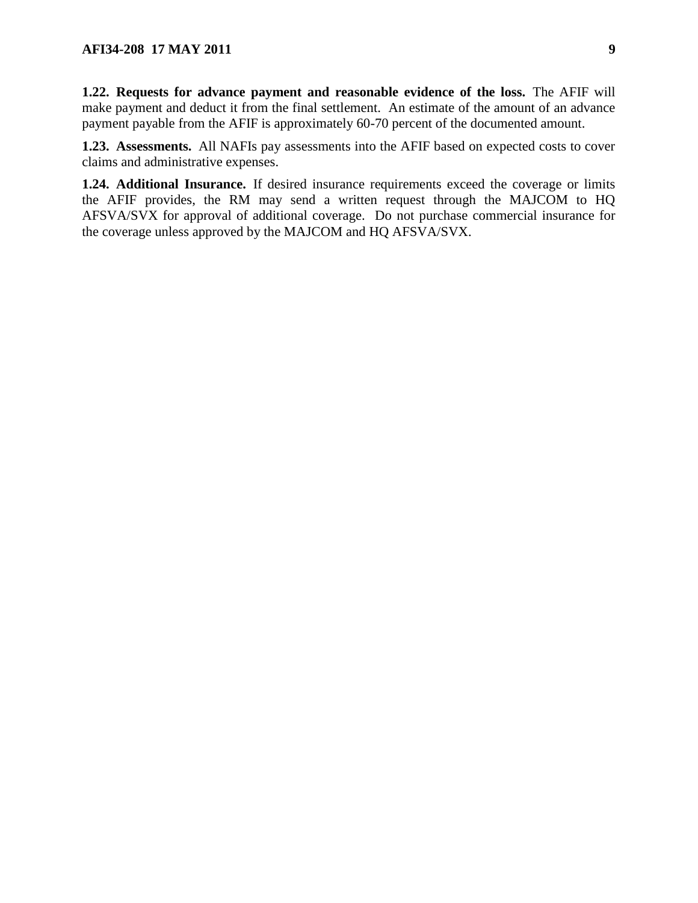**1.22. Requests for advance payment and reasonable evidence of the loss.** The AFIF will make payment and deduct it from the final settlement. An estimate of the amount of an advance payment payable from the AFIF is approximately 60-70 percent of the documented amount.

**1.23. Assessments.** All NAFIs pay assessments into the AFIF based on expected costs to cover claims and administrative expenses.

**1.24. Additional Insurance.** If desired insurance requirements exceed the coverage or limits the AFIF provides, the RM may send a written request through the MAJCOM to HQ AFSVA/SVX for approval of additional coverage. Do not purchase commercial insurance for the coverage unless approved by the MAJCOM and HQ AFSVA/SVX.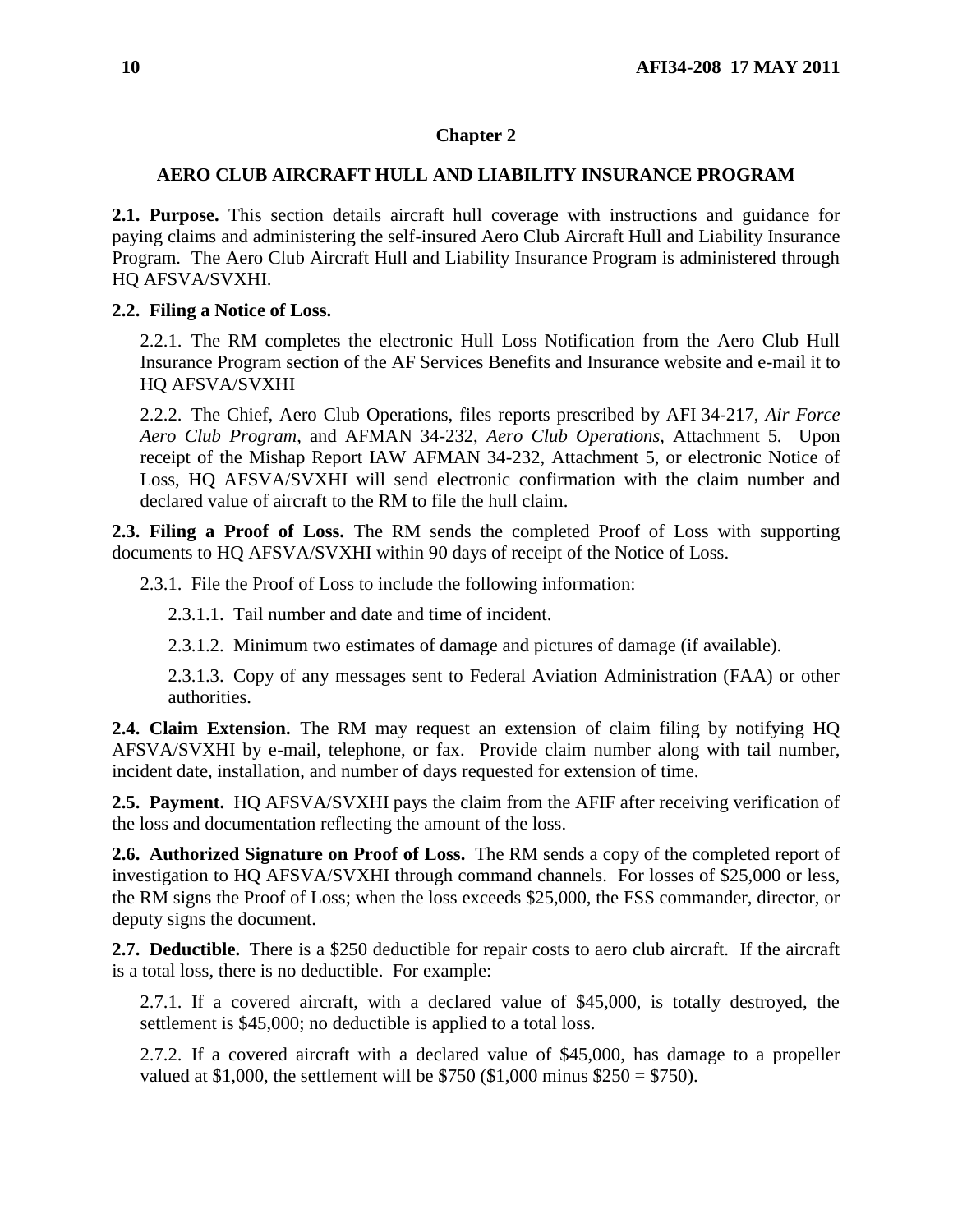# Chapter 2

## AERO CLUB AIRCRAFT HULL AND LIABILITY INSURANCE PROGRAM

**2.1. Purpose.** This section details aircraft hull coverage with instructions and guidance for paying claims and administering the self-insured Aero Club Aircraft Hull and Liability Insurance Program. The Aero Club Aircraft Hull and Liability Insurance Program is administered through HQ AFSVA/SVXHI.

**2.2. Filing a Notice of Loss.**

2.2.1. The RM completes the electronic Hull Loss Notification from the Aero Club Hull Insurance Program section of the AF Services Benefits and Insurance website and e-mail it to HQ AFSVA/SVXHI

2.2.2. The Chief, Aero Club Operations, files reports prescribed by AFI 34-217, *Air Force Aero Club Program*, and AFMAN 34-232, *Aero Club Operations*, Attachment 5. Upon receipt of the Mishap Report IAW AFMAN 34-232, Attachment 5, or electronic Notice of Loss, HQ AFSVA/SVXHI will send electronic confirmation with the claim number and declared value of aircraft to the RM to file the hull claim.

**2.3. Filing a Proof of Loss.** The RM sends the completed Proof of Loss with supporting documents to HQ AFSVA/SVXHI within 90 days of receipt of the Notice of Loss.

2.3.1. File the Proof of Loss to include the following information:

2.3.1.1. Tail number and date and time of incident.

2.3.1.2. Minimum two estimates of damage and pictures of damage (if available).

2.3.1.3. Copy of any messages sent to Federal Aviation Administration (FAA) or other authorities.

**2.4. Claim Extension.** The RM may request an extension of claim filing by notifying HQ AFSVA/SVXHI by e-mail, telephone, or fax. Provide claim number along with tail number, incident date, installation, and number of days requested for extension of time.

**2.5. Payment.** HQ AFSVA/SVXHI pays the claim from the AFIF after receiving verification of the loss and documentation reflecting the amount of the loss.

**2.6. Authorized Signature on Proof of Loss.** The RM sends a copy of the completed report of investigation to HQ AFSVA/SVXHI through command channels. For losses of $25,000 or less, the RM signs the Proof of Loss; when the loss exceeds $25,000, the FSS commander, director, or deputy signs the document.

**2.7. Deductible.** There is a $250 deductible for repair costs to aero club aircraft. If the aircraft is a total loss, there is no deductible. For example:

2.7.1. If a covered aircraft, with a declared value of $45,000, is totally destroyed, the settlement is $45,000; no deductible is applied to a total loss.

2.7.2. If a covered aircraft with a declared value of $45,000, has damage to a propeller valued at $1,000, the settlement will be $750 ($1,000 minus $250 = $750).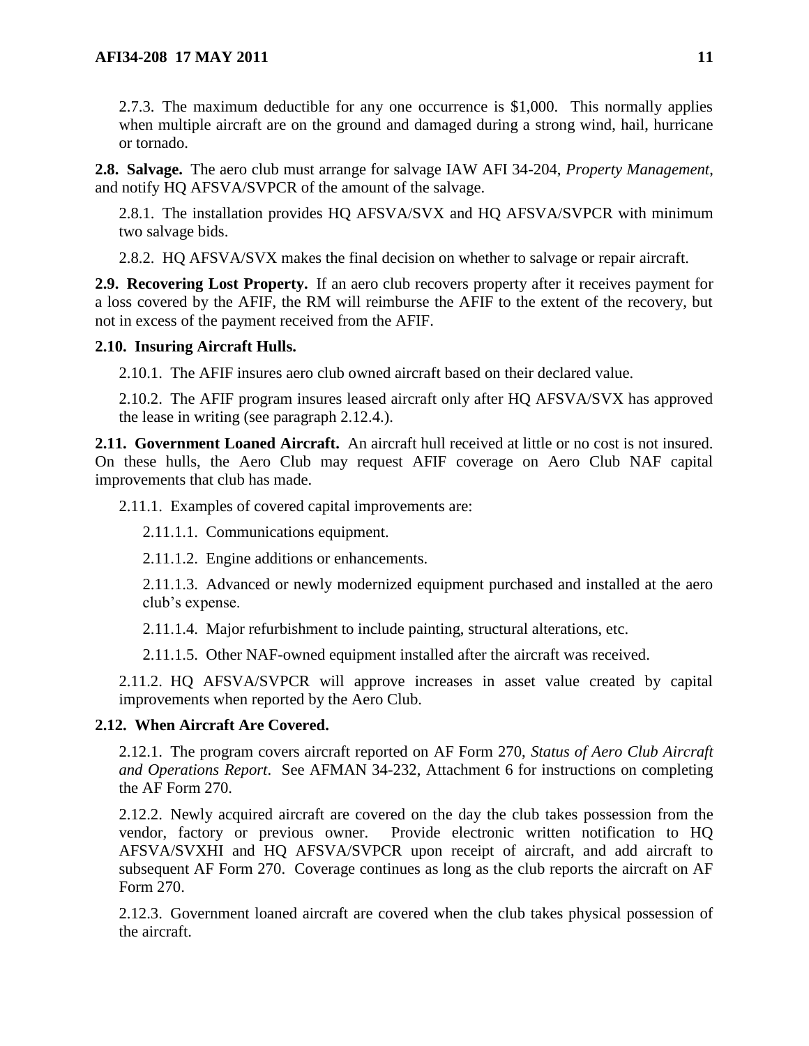2.7.3. The maximum deductible for any one occurrence is $1,000. This normally applies when multiple aircraft are on the ground and damaged during a strong wind, hail, hurricane or tornado.

**2.8. Salvage.** The aero club must arrange for salvage IAW AFI 34-204, *Property Management*, and notify HQ AFSVA/SVPCR of the amount of the salvage.

2.8.1. The installation provides HQ AFSVA/SVX and HQ AFSVA/SVPCR with minimum two salvage bids.

2.8.2. HQ AFSVA/SVX makes the final decision on whether to salvage or repair aircraft.

**2.9. Recovering Lost Property.** If an aero club recovers property after it receives payment for a loss covered by the AFIF, the RM will reimburse the AFIF to the extent of the recovery, but not in excess of the payment received from the AFIF.

**2.10. Insuring Aircraft Hulls.**

2.10.1. The AFIF insures aero club owned aircraft based on their declared value.

2.10.2. The AFIF program insures leased aircraft only after HQ AFSVA/SVX has approved the lease in writing (see paragraph 2.12.4.).

**2.11. Government Loaned Aircraft.** An aircraft hull received at little or no cost is not insured. On these hulls, the Aero Club may request AFIF coverage on Aero Club NAF capital improvements that club has made.

2.11.1. Examples of covered capital improvements are:

2.11.1.1. Communications equipment.

2.11.1.2. Engine additions or enhancements.

2.11.1.3. Advanced or newly modernized equipment purchased and installed at the aero club's expense.

2.11.1.4. Major refurbishment to include painting, structural alterations, etc.

2.11.1.5. Other NAF-owned equipment installed after the aircraft was received.

2.11.2. HQ AFSVA/SVPCR will approve increases in asset value created by capital improvements when reported by the Aero Club.

**2.12. When Aircraft Are Covered.**

2.12.1. The program covers aircraft reported on AF Form 270, *Status of Aero Club Aircraft and Operations Report*. See AFMAN 34-232, Attachment 6 for instructions on completing the AF Form 270.

2.12.2. Newly acquired aircraft are covered on the day the club takes possession from the vendor, factory or previous owner. Provide electronic written notification to HQ AFSVA/SVXHI and HQ AFSVA/SVPCR upon receipt of aircraft, and add aircraft to subsequent AF Form 270. Coverage continues as long as the club reports the aircraft on AF Form 270.

2.12.3. Government loaned aircraft are covered when the club takes physical possession of the aircraft.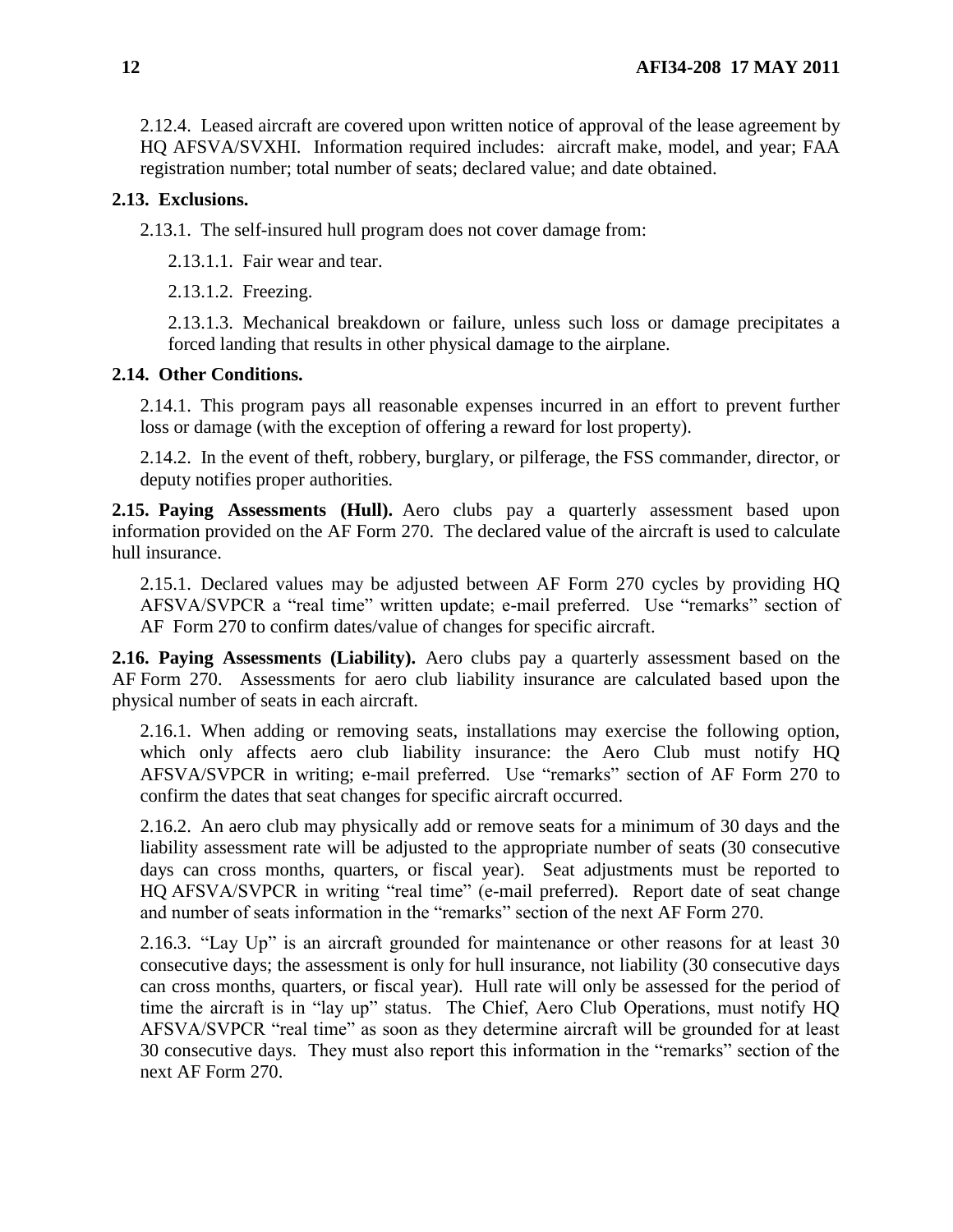2.12.4. Leased aircraft are covered upon written notice of approval of the lease agreement by HQ AFSVA/SVXHI. Information required includes: aircraft make, model, and year; FAA registration number; total number of seats; declared value; and date obtained.

**2.13. Exclusions.**

2.13.1. The self-insured hull program does not cover damage from:

2.13.1.1. Fair wear and tear.

2.13.1.2. Freezing.

2.13.1.3. Mechanical breakdown or failure, unless such loss or damage precipitates a forced landing that results in other physical damage to the airplane.

**2.14. Other Conditions.**

2.14.1. This program pays all reasonable expenses incurred in an effort to prevent further loss or damage (with the exception of offering a reward for lost property).

2.14.2. In the event of theft, robbery, burglary, or pilferage, the FSS commander, director, or deputy notifies proper authorities.

**2.15. Paying Assessments (Hull).** Aero clubs pay a quarterly assessment based upon information provided on the AF Form 270. The declared value of the aircraft is used to calculate hull insurance.

2.15.1. Declared values may be adjusted between AF Form 270 cycles by providing HQ AFSVA/SVPCR a "real time" written update; e-mail preferred. Use "remarks" section of AF Form 270 to confirm dates/value of changes for specific aircraft.

**2.16. Paying Assessments (Liability).** Aero clubs pay a quarterly assessment based on the AF Form 270. Assessments for aero club liability insurance are calculated based upon the physical number of seats in each aircraft.

2.16.1. When adding or removing seats, installations may exercise the following option, which only affects aero club liability insurance: the Aero Club must notify HQ AFSVA/SVPCR in writing; e-mail preferred. Use "remarks" section of AF Form 270 to confirm the dates that seat changes for specific aircraft occurred.

2.16.2. An aero club may physically add or remove seats for a minimum of 30 days and the liability assessment rate will be adjusted to the appropriate number of seats (30 consecutive days can cross months, quarters, or fiscal year). Seat adjustments must be reported to HQ AFSVA/SVPCR in writing "real time" (e-mail preferred). Report date of seat change and number of seats information in the "remarks" section of the next AF Form 270.

2.16.3. "Lay Up" is an aircraft grounded for maintenance or other reasons for at least 30 consecutive days; the assessment is only for hull insurance, not liability (30 consecutive days can cross months, quarters, or fiscal year). Hull rate will only be assessed for the period of time the aircraft is in "lay up" status. The Chief, Aero Club Operations, must notify HQ AFSVA/SVPCR "real time" as soon as they determine aircraft will be grounded for at least 30 consecutive days. They must also report this information in the "remarks" section of the next AF Form 270.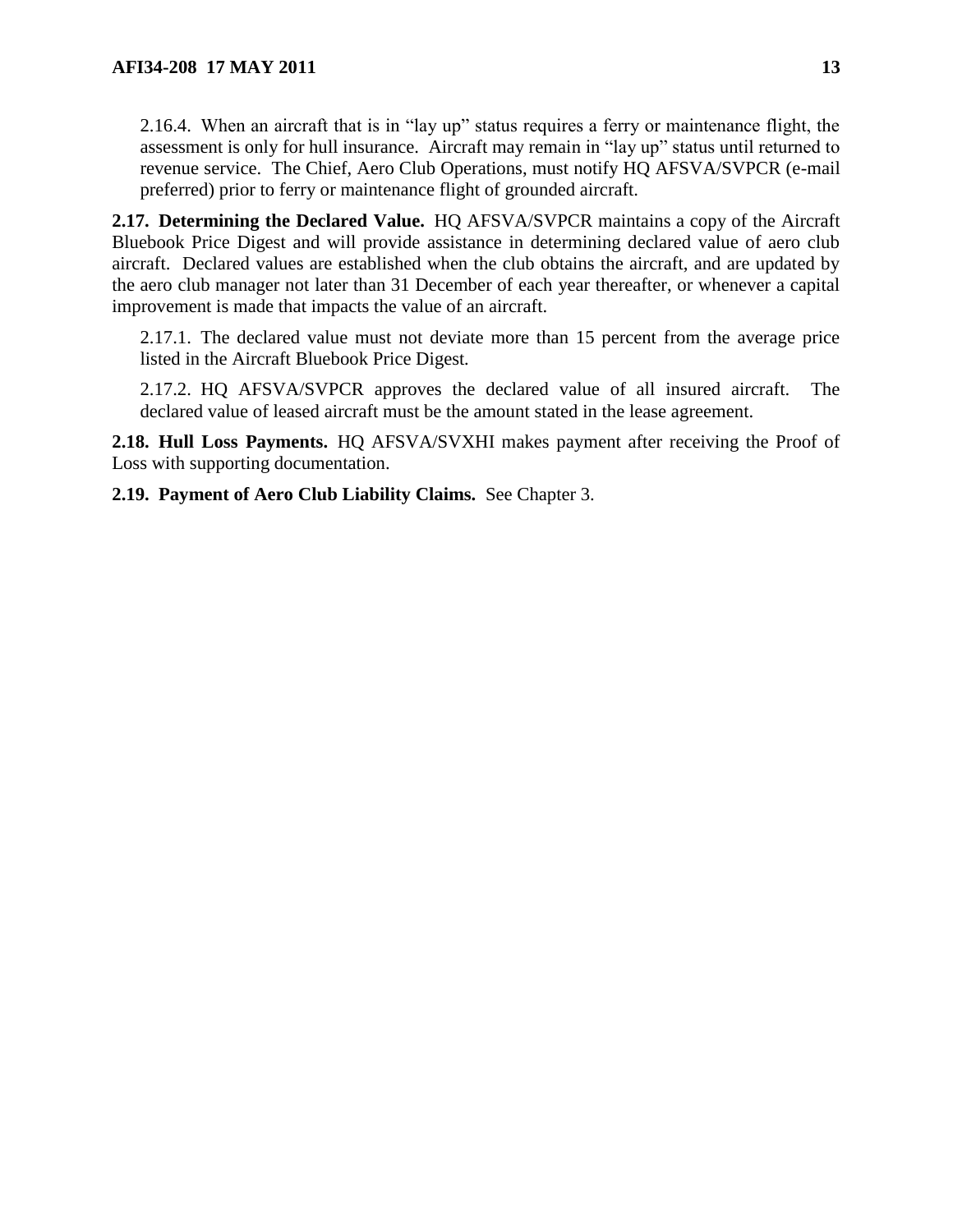2.16.4. When an aircraft that is in "lay up" status requires a ferry or maintenance flight, the assessment is only for hull insurance. Aircraft may remain in "lay up" status until returned to revenue service. The Chief, Aero Club Operations, must notify HQ AFSVA/SVPCR (e-mail preferred) prior to ferry or maintenance flight of grounded aircraft.

**2.17. Determining the Declared Value.** HQ AFSVA/SVPCR maintains a copy of the Aircraft Bluebook Price Digest and will provide assistance in determining declared value of aero club aircraft. Declared values are established when the club obtains the aircraft, and are updated by the aero club manager not later than 31 December of each year thereafter, or whenever a capital improvement is made that impacts the value of an aircraft.

2.17.1. The declared value must not deviate more than 15 percent from the average price listed in the Aircraft Bluebook Price Digest.

2.17.2. HQ AFSVA/SVPCR approves the declared value of all insured aircraft. The declared value of leased aircraft must be the amount stated in the lease agreement.

**2.18. Hull Loss Payments.** HQ AFSVA/SVXHI makes payment after receiving the Proof of Loss with supporting documentation.

**2.19. Payment of Aero Club Liability Claims.** See Chapter 3.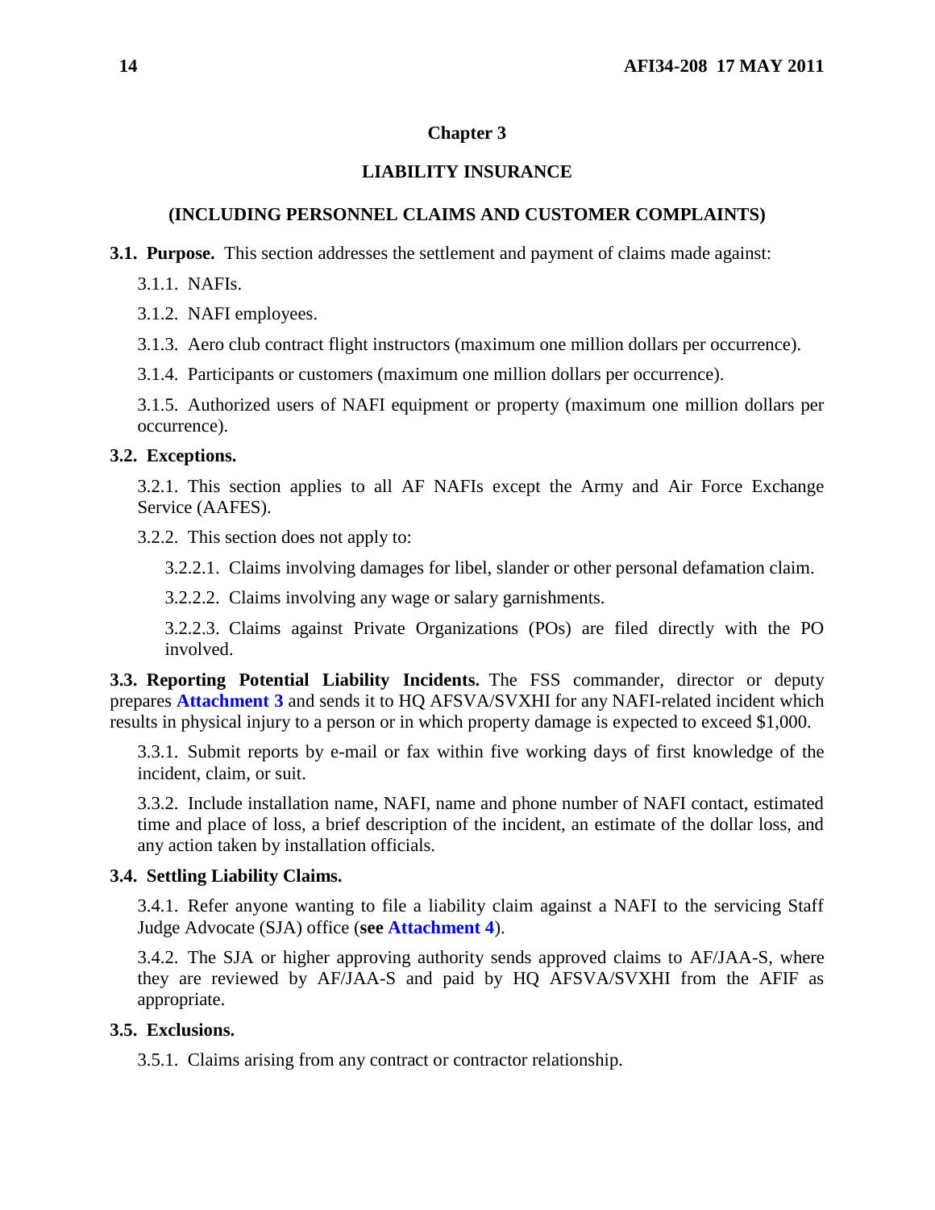## Chapter 3

## LIABILITY INSURANCE

## (INCLUDING PERSONNEL CLAIMS AND CUSTOMER COMPLAINTS)

**3.1. Purpose.** This section addresses the settlement and payment of claims made against:

3.1.1. NAFIs.

3.1.2. NAFI employees.

3.1.3. Aero club contract flight instructors (maximum one million dollars per occurrence).

3.1.4. Participants or customers (maximum one million dollars per occurrence).

3.1.5. Authorized users of NAFI equipment or property (maximum one million dollars per occurrence).

**3.2. Exceptions.**

3.2.1. This section applies to all AF NAFIs except the Army and Air Force Exchange Service (AAFES).

3.2.2. This section does not apply to:

3.2.2.1. Claims involving damages for libel, slander or other personal defamation claim.

3.2.2.2. Claims involving any wage or salary garnishments.

3.2.2.3. Claims against Private Organizations (POs) are filed directly with the PO involved.

**3.3. Reporting Potential Liability Incidents.** The FSS commander, director or deputy prepares **Attachment 3** and sends it to HQ AFSVA/SVXHI for any NAFI-related incident which results in physical injury to a person or in which property damage is expected to exceed $1,000.

3.3.1. Submit reports by e-mail or fax within five working days of first knowledge of the incident, claim, or suit.

3.3.2. Include installation name, NAFI, name and phone number of NAFI contact, estimated time and place of loss, a brief description of the incident, an estimate of the dollar loss, and any action taken by installation officials.

**3.4. Settling Liability Claims.**

3.4.1. Refer anyone wanting to file a liability claim against a NAFI to the servicing Staff Judge Advocate (SJA) office (**see Attachment 4**).

3.4.2. The SJA or higher approving authority sends approved claims to AF/JAA-S, where they are reviewed by AF/JAA-S and paid by HQ AFSVA/SVXHI from the AFIF as appropriate.

**3.5. Exclusions.**

3.5.1. Claims arising from any contract or contractor relationship.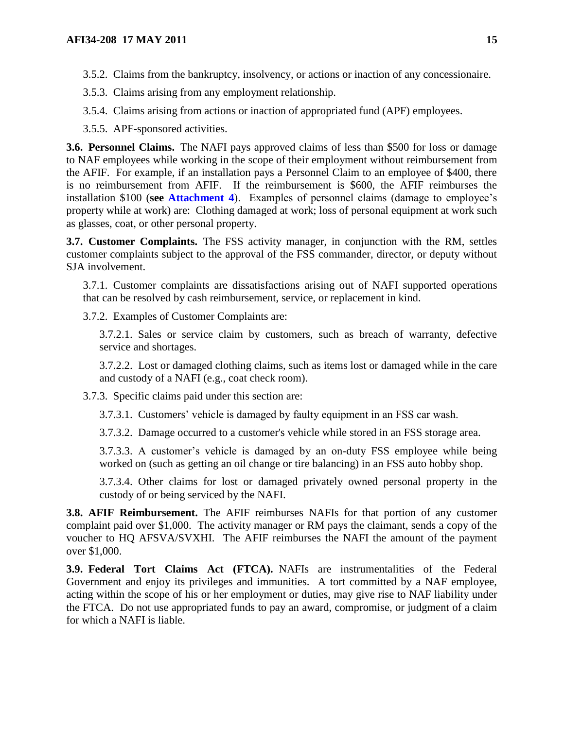3.5.2. Claims from the bankruptcy, insolvency, or actions or inaction of any concessionaire.

3.5.3. Claims arising from any employment relationship.

3.5.4. Claims arising from actions or inaction of appropriated fund (APF) employees.

3.5.5. APF-sponsored activities.

**3.6. Personnel Claims.** The NAFI pays approved claims of less than $500 for loss or damage to NAF employees while working in the scope of their employment without reimbursement from the AFIF. For example, if an installation pays a Personnel Claim to an employee of $400, there is no reimbursement from AFIF. If the reimbursement is $600, the AFIF reimburses the installation $100 (**see Attachment 4**). Examples of personnel claims (damage to employee's property while at work) are: Clothing damaged at work; loss of personal equipment at work such as glasses, coat, or other personal property.

**3.7. Customer Complaints.** The FSS activity manager, in conjunction with the RM, settles customer complaints subject to the approval of the FSS commander, director, or deputy without SJA involvement.

3.7.1. Customer complaints are dissatisfactions arising out of NAFI supported operations that can be resolved by cash reimbursement, service, or replacement in kind.

3.7.2. Examples of Customer Complaints are:

3.7.2.1. Sales or service claim by customers, such as breach of warranty, defective service and shortages.

3.7.2.2. Lost or damaged clothing claims, such as items lost or damaged while in the care and custody of a NAFI (e.g., coat check room).

3.7.3. Specific claims paid under this section are:

3.7.3.1. Customers' vehicle is damaged by faulty equipment in an FSS car wash.

3.7.3.2. Damage occurred to a customer's vehicle while stored in an FSS storage area.

3.7.3.3. A customer's vehicle is damaged by an on-duty FSS employee while being worked on (such as getting an oil change or tire balancing) in an FSS auto hobby shop.

3.7.3.4. Other claims for lost or damaged privately owned personal property in the custody of or being serviced by the NAFI.

**3.8. AFIF Reimbursement.** The AFIF reimburses NAFIs for that portion of any customer complaint paid over $1,000. The activity manager or RM pays the claimant, sends a copy of the voucher to HQ AFSVA/SVXHI. The AFIF reimburses the NAFI the amount of the payment over $1,000.

**3.9. Federal Tort Claims Act (FTCA).** NAFIs are instrumentalities of the Federal Government and enjoy its privileges and immunities. A tort committed by a NAF employee, acting within the scope of his or her employment or duties, may give rise to NAF liability under the FTCA. Do not use appropriated funds to pay an award, compromise, or judgment of a claim for which a NAFI is liable.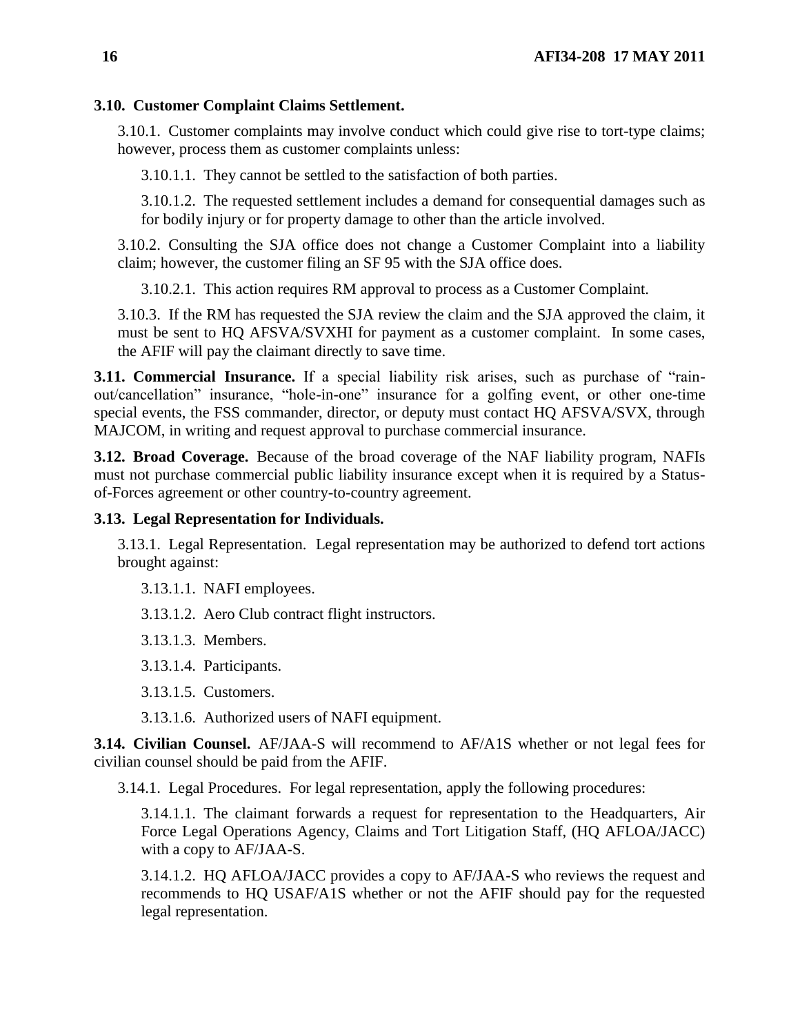**3.10. Customer Complaint Claims Settlement.**

3.10.1. Customer complaints may involve conduct which could give rise to tort-type claims; however, process them as customer complaints unless:

3.10.1.1. They cannot be settled to the satisfaction of both parties.

3.10.1.2. The requested settlement includes a demand for consequential damages such as for bodily injury or for property damage to other than the article involved.

3.10.2. Consulting the SJA office does not change a Customer Complaint into a liability claim; however, the customer filing an SF 95 with the SJA office does.

3.10.2.1. This action requires RM approval to process as a Customer Complaint.

3.10.3. If the RM has requested the SJA review the claim and the SJA approved the claim, it must be sent to HQ AFSVA/SVXHI for payment as a customer complaint. In some cases, the AFIF will pay the claimant directly to save time.

**3.11. Commercial Insurance.** If a special liability risk arises, such as purchase of "rain-out/cancellation" insurance, "hole-in-one" insurance for a golfing event, or other one-time special events, the FSS commander, director, or deputy must contact HQ AFSVA/SVX, through MAJCOM, in writing and request approval to purchase commercial insurance.

**3.12. Broad Coverage.** Because of the broad coverage of the NAF liability program, NAFIs must not purchase commercial public liability insurance except when it is required by a Status-of-Forces agreement or other country-to-country agreement.

**3.13. Legal Representation for Individuals.**

3.13.1. Legal Representation. Legal representation may be authorized to defend tort actions brought against:

3.13.1.1. NAFI employees.

3.13.1.2. Aero Club contract flight instructors.

3.13.1.3. Members.

3.13.1.4. Participants.

3.13.1.5. Customers.

3.13.1.6. Authorized users of NAFI equipment.

**3.14. Civilian Counsel.** AF/JAA-S will recommend to AF/A1S whether or not legal fees for civilian counsel should be paid from the AFIF.

3.14.1. Legal Procedures. For legal representation, apply the following procedures:

3.14.1.1. The claimant forwards a request for representation to the Headquarters, Air Force Legal Operations Agency, Claims and Tort Litigation Staff, (HQ AFLOA/JACC) with a copy to AF/JAA-S.

3.14.1.2. HQ AFLOA/JACC provides a copy to AF/JAA-S who reviews the request and recommends to HQ USAF/A1S whether or not the AFIF should pay for the requested legal representation.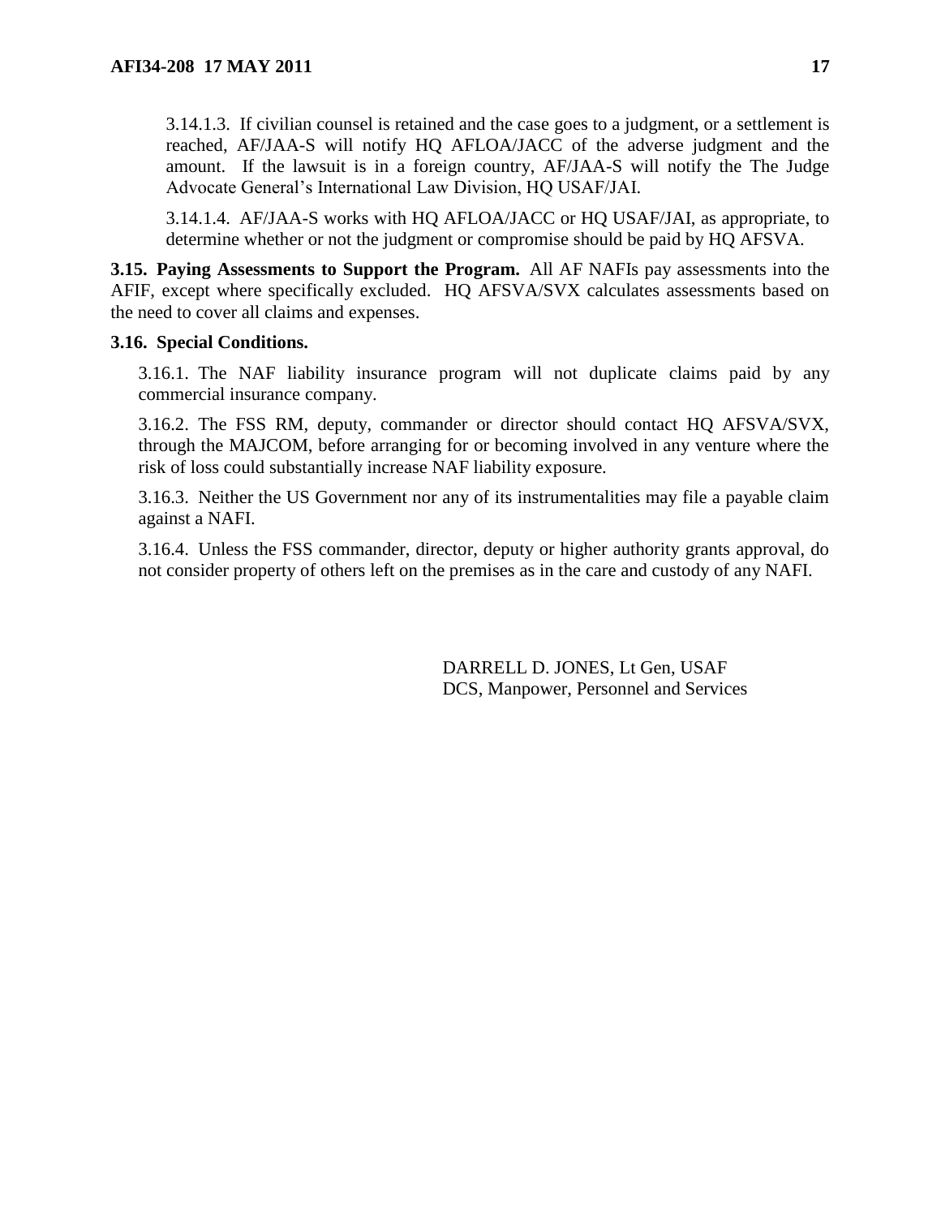3.14.1.3. If civilian counsel is retained and the case goes to a judgment, or a settlement is reached, AF/JAA-S will notify HQ AFLOA/JACC of the adverse judgment and the amount. If the lawsuit is in a foreign country, AF/JAA-S will notify the The Judge Advocate General's International Law Division, HQ USAF/JAI.

3.14.1.4. AF/JAA-S works with HQ AFLOA/JACC or HQ USAF/JAI, as appropriate, to determine whether or not the judgment or compromise should be paid by HQ AFSVA.

**3.15. Paying Assessments to Support the Program.** All AF NAFIs pay assessments into the AFIF, except where specifically excluded. HQ AFSVA/SVX calculates assessments based on the need to cover all claims and expenses.

**3.16. Special Conditions.**

3.16.1. The NAF liability insurance program will not duplicate claims paid by any commercial insurance company.

3.16.2. The FSS RM, deputy, commander or director should contact HQ AFSVA/SVX, through the MAJCOM, before arranging for or becoming involved in any venture where the risk of loss could substantially increase NAF liability exposure.

3.16.3. Neither the US Government nor any of its instrumentalities may file a payable claim against a NAFI.

3.16.4. Unless the FSS commander, director, deputy or higher authority grants approval, do not consider property of others left on the premises as in the care and custody of any NAFI.

DARRELL D. JONES, Lt Gen, USAF
DCS, Manpower, Personnel and Services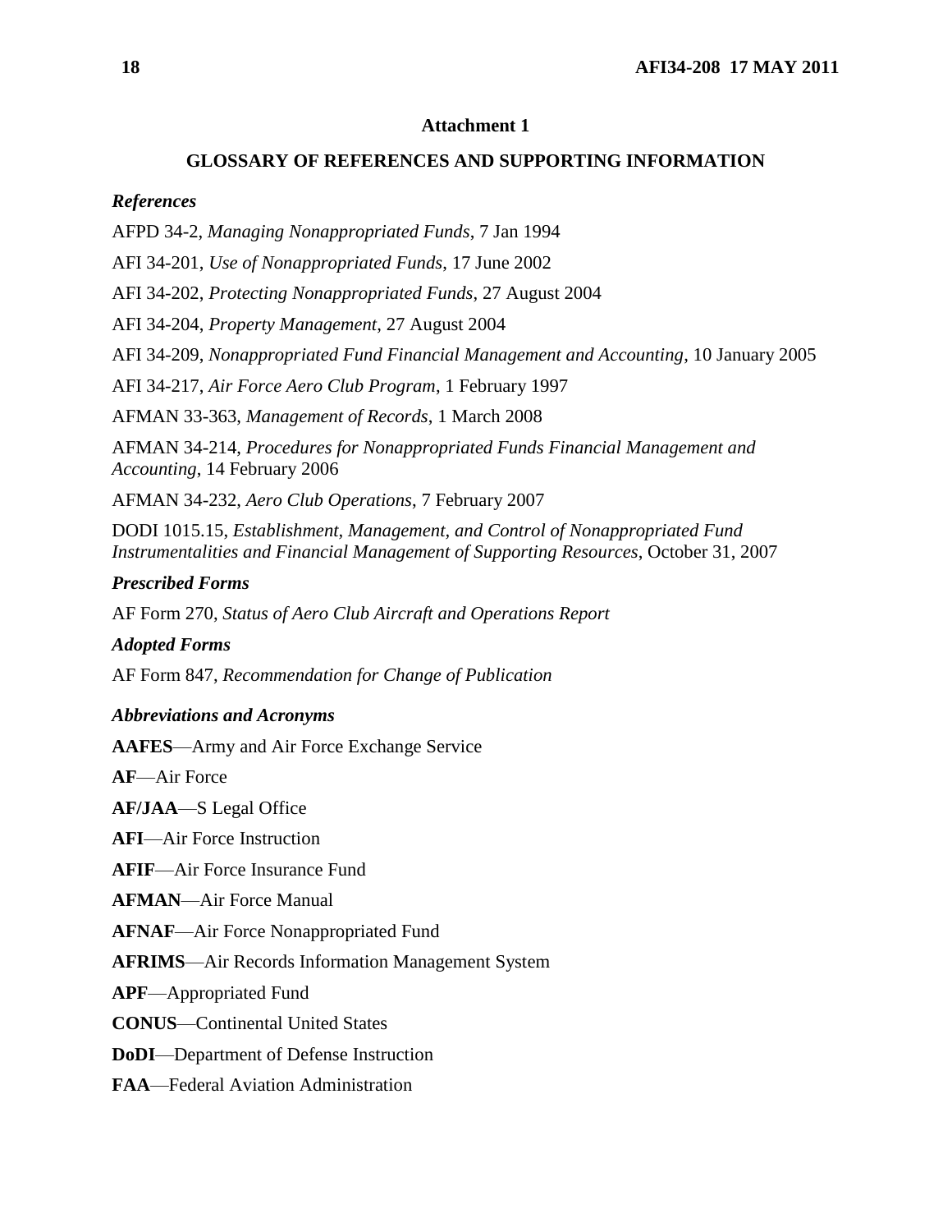## Attachment 1

## GLOSSARY OF REFERENCES AND SUPPORTING INFORMATION

### *References*

AFPD 34-2, *Managing Nonappropriated Funds*, 7 Jan 1994

AFI 34-201, *Use of Nonappropriated Funds*, 17 June 2002

AFI 34-202, *Protecting Nonappropriated Funds*, 27 August 2004

AFI 34-204, *Property Management*, 27 August 2004

AFI 34-209, *Nonappropriated Fund Financial Management and Accounting*, 10 January 2005

AFI 34-217, *Air Force Aero Club Program*, 1 February 1997

AFMAN 33-363, *Management of Records*, 1 March 2008

AFMAN 34-214, *Procedures for Nonappropriated Funds Financial Management and Accounting*, 14 February 2006

AFMAN 34-232, *Aero Club Operations*, 7 February 2007

DODI 1015.15, *Establishment, Management, and Control of Nonappropriated Fund Instrumentalities and Financial Management of Supporting Resources*, October 31, 2007

### *Prescribed Forms*

AF Form 270, *Status of Aero Club Aircraft and Operations Report*

### *Adopted Forms*

AF Form 847, *Recommendation for Change of Publication*

### *Abbreviations and Acronyms*

**AAFES**—Army and Air Force Exchange Service

**AF**—Air Force

**AF/JAA**—S Legal Office

**AFI**—Air Force Instruction

**AFIF**—Air Force Insurance Fund

**AFMAN**—Air Force Manual

**AFNAF**—Air Force Nonappropriated Fund

**AFRIMS**—Air Records Information Management System

**APF**—Appropriated Fund

**CONUS**—Continental United States

**DoDI**—Department of Defense Instruction

**FAA**—Federal Aviation Administration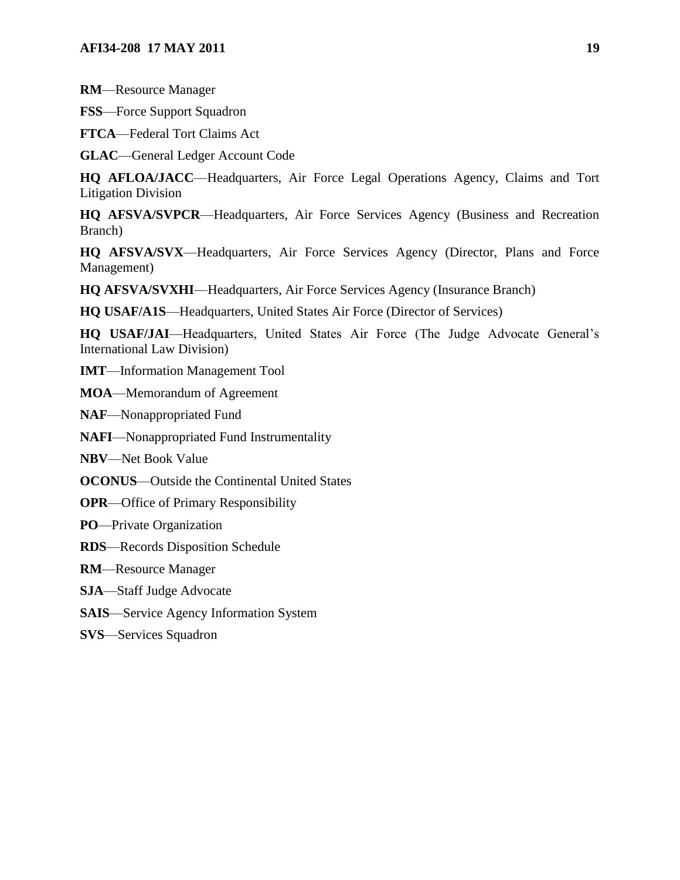**RM**—Resource Manager

**FSS**—Force Support Squadron

**FTCA**—Federal Tort Claims Act

**GLAC**—General Ledger Account Code

**HQ AFLOA/JACC**—Headquarters, Air Force Legal Operations Agency, Claims and Tort Litigation Division

**HQ AFSVA/SVPCR**—Headquarters, Air Force Services Agency (Business and Recreation Branch)

**HQ AFSVA/SVX**—Headquarters, Air Force Services Agency (Director, Plans and Force Management)

**HQ AFSVA/SVXHI**—Headquarters, Air Force Services Agency (Insurance Branch)

**HQ USAF/A1S**—Headquarters, United States Air Force (Director of Services)

**HQ USAF/JAI**—Headquarters, United States Air Force (The Judge Advocate General's International Law Division)

**IMT**—Information Management Tool

**MOA**—Memorandum of Agreement

**NAF**—Nonappropriated Fund

**NAFI**—Nonappropriated Fund Instrumentality

**NBV**—Net Book Value

**OCONUS**—Outside the Continental United States

**OPR**—Office of Primary Responsibility

**PO**—Private Organization

**RDS**—Records Disposition Schedule

**RM**—Resource Manager

**SJA**—Staff Judge Advocate

**SAIS**—Service Agency Information System

**SVS**—Services Squadron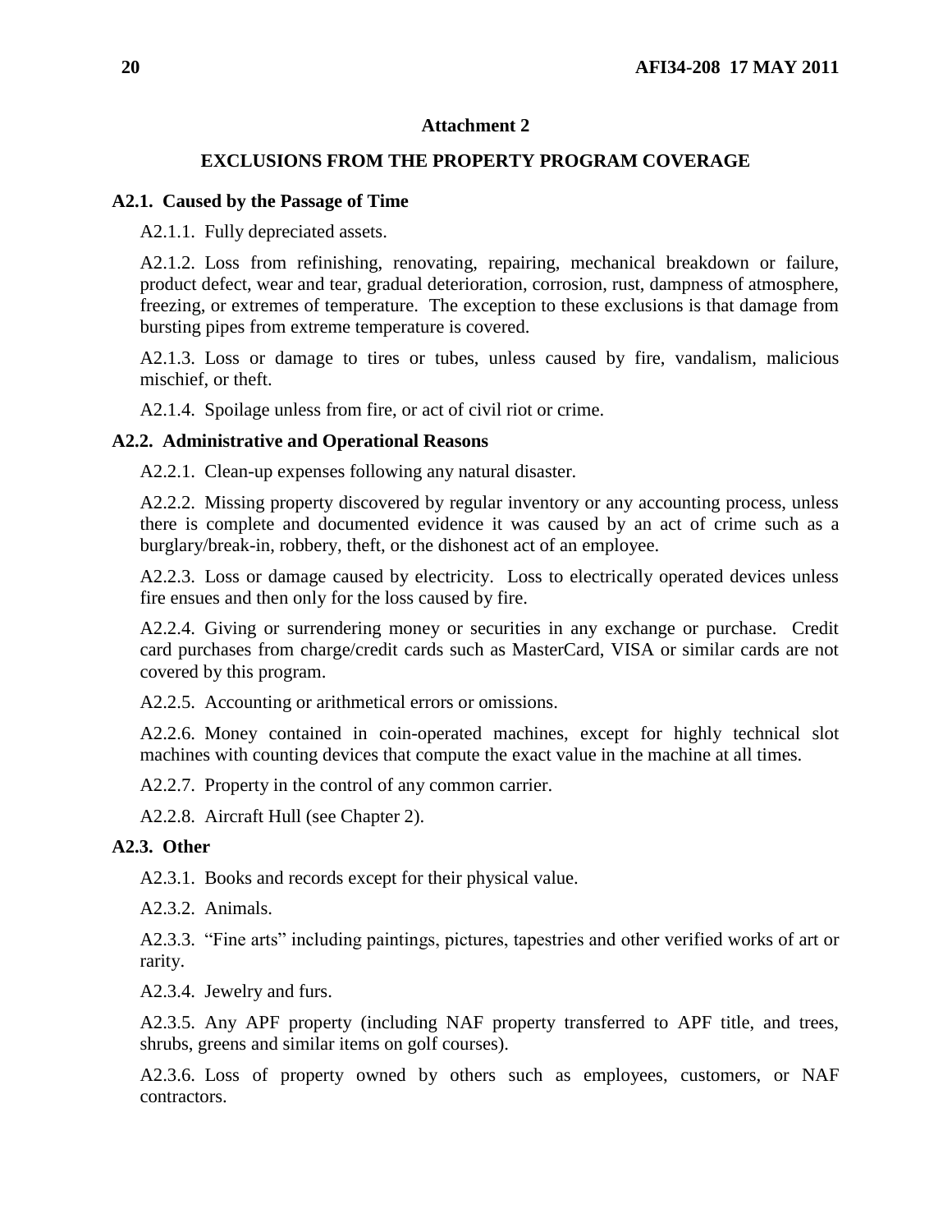# Attachment 2

## EXCLUSIONS FROM THE PROPERTY PROGRAM COVERAGE

### A2.1. Caused by the Passage of Time

A2.1.1. Fully depreciated assets.

A2.1.2. Loss from refinishing, renovating, repairing, mechanical breakdown or failure, product defect, wear and tear, gradual deterioration, corrosion, rust, dampness of atmosphere, freezing, or extremes of temperature. The exception to these exclusions is that damage from bursting pipes from extreme temperature is covered.

A2.1.3. Loss or damage to tires or tubes, unless caused by fire, vandalism, malicious mischief, or theft.

A2.1.4. Spoilage unless from fire, or act of civil riot or crime.

### A2.2. Administrative and Operational Reasons

A2.2.1. Clean-up expenses following any natural disaster.

A2.2.2. Missing property discovered by regular inventory or any accounting process, unless there is complete and documented evidence it was caused by an act of crime such as a burglary/break-in, robbery, theft, or the dishonest act of an employee.

A2.2.3. Loss or damage caused by electricity. Loss to electrically operated devices unless fire ensues and then only for the loss caused by fire.

A2.2.4. Giving or surrendering money or securities in any exchange or purchase. Credit card purchases from charge/credit cards such as MasterCard, VISA or similar cards are not covered by this program.

A2.2.5. Accounting or arithmetical errors or omissions.

A2.2.6. Money contained in coin-operated machines, except for highly technical slot machines with counting devices that compute the exact value in the machine at all times.

A2.2.7. Property in the control of any common carrier.

A2.2.8. Aircraft Hull (see Chapter 2).

### A2.3. Other

A2.3.1. Books and records except for their physical value.

A2.3.2. Animals.

A2.3.3. "Fine arts" including paintings, pictures, tapestries and other verified works of art or rarity.

A2.3.4. Jewelry and furs.

A2.3.5. Any APF property (including NAF property transferred to APF title, and trees, shrubs, greens and similar items on golf courses).

A2.3.6. Loss of property owned by others such as employees, customers, or NAF contractors.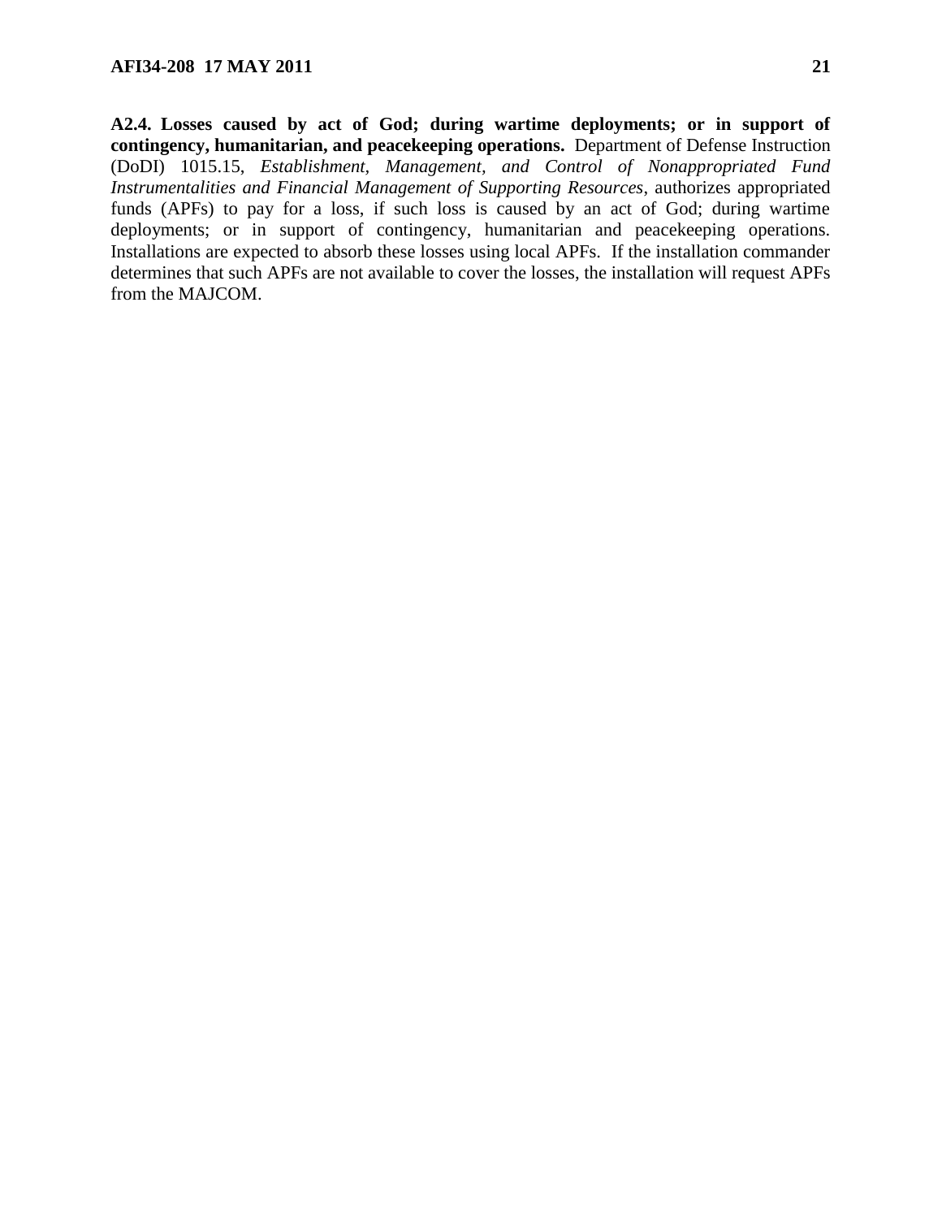**A2.4. Losses caused by act of God; during wartime deployments; or in support of contingency, humanitarian, and peacekeeping operations.** Department of Defense Instruction (DoDI) 1015.15, *Establishment, Management, and Control of Nonappropriated Fund Instrumentalities and Financial Management of Supporting Resources*, authorizes appropriated funds (APFs) to pay for a loss, if such loss is caused by an act of God; during wartime deployments; or in support of contingency, humanitarian and peacekeeping operations. Installations are expected to absorb these losses using local APFs. If the installation commander determines that such APFs are not available to cover the losses, the installation will request APFs from the MAJCOM.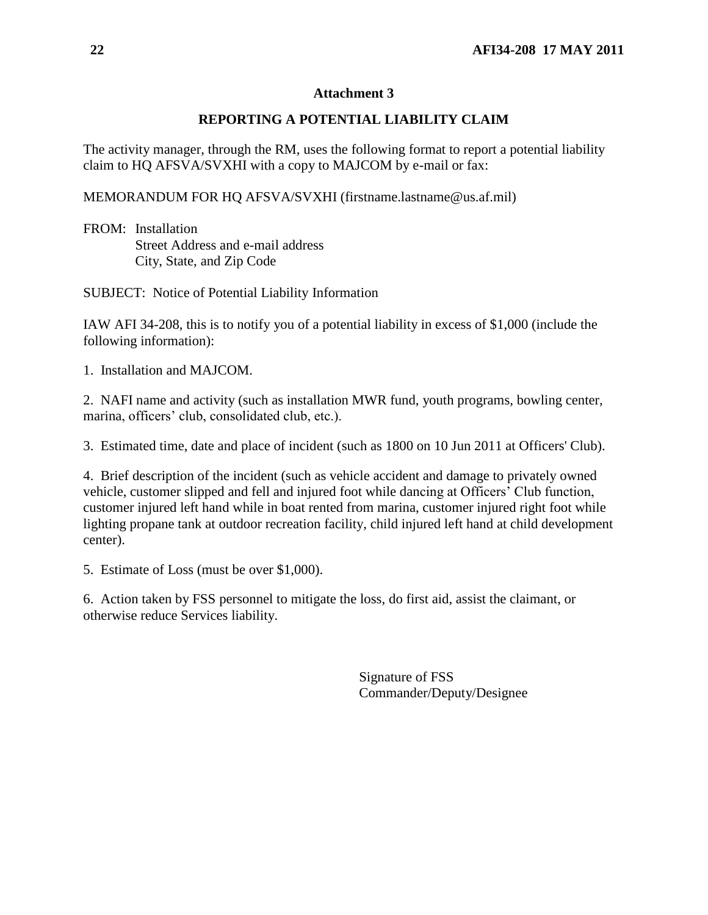## Attachment 3

## REPORTING A POTENTIAL LIABILITY CLAIM

The activity manager, through the RM, uses the following format to report a potential liability claim to HQ AFSVA/SVXHI with a copy to MAJCOM by e-mail or fax:

MEMORANDUM FOR HQ AFSVA/SVXHI (firstname.lastname@us.af.mil)

FROM: Installation
Street Address and e-mail address
City, State, and Zip Code

SUBJECT: Notice of Potential Liability Information

IAW AFI 34-208, this is to notify you of a potential liability in excess of $1,000 (include the following information):

1. Installation and MAJCOM.

2. NAFI name and activity (such as installation MWR fund, youth programs, bowling center, marina, officers' club, consolidated club, etc.).

3. Estimated time, date and place of incident (such as 1800 on 10 Jun 2011 at Officers' Club).

4. Brief description of the incident (such as vehicle accident and damage to privately owned vehicle, customer slipped and fell and injured foot while dancing at Officers' Club function, customer injured left hand while in boat rented from marina, customer injured right foot while lighting propane tank at outdoor recreation facility, child injured left hand at child development center).

5. Estimate of Loss (must be over $1,000).

6. Action taken by FSS personnel to mitigate the loss, do first aid, assist the claimant, or otherwise reduce Services liability.

Signature of FSS
Commander/Deputy/Designee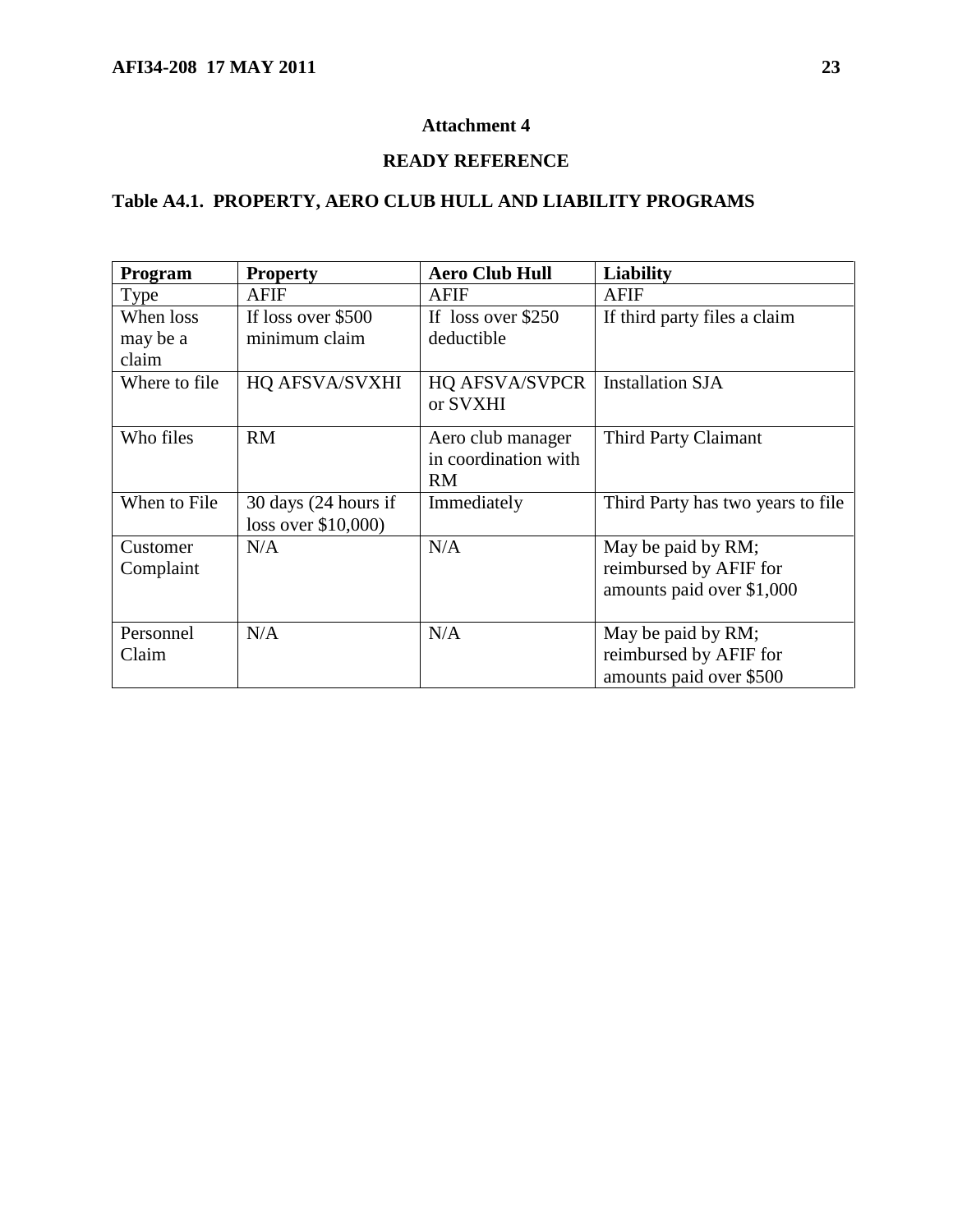## Attachment 4

## READY REFERENCE

### Table A4.1. PROPERTY, AERO CLUB HULL AND LIABILITY PROGRAMS

| Program | Property | Aero Club Hull | Liability |
|---|---|---|---|
| Type | AFIF | AFIF | AFIF |
| When loss may be a claim | If loss over $500 minimum claim | If loss over $250 deductible | If third party files a claim |
| Where to file | HQ AFSVA/SVXHI | HQ AFSVA/SVPCR or SVXHI | Installation SJA |
| Who files | RM | Aero club manager in coordination with RM | Third Party Claimant |
| When to File | 30 days (24 hours if loss over $10,000) | Immediately | Third Party has two years to file |
| Customer Complaint | N/A | N/A | May be paid by RM; reimbursed by AFIF for amounts paid over $1,000 |
| Personnel Claim | N/A | N/A | May be paid by RM; reimbursed by AFIF for amounts paid over $500 |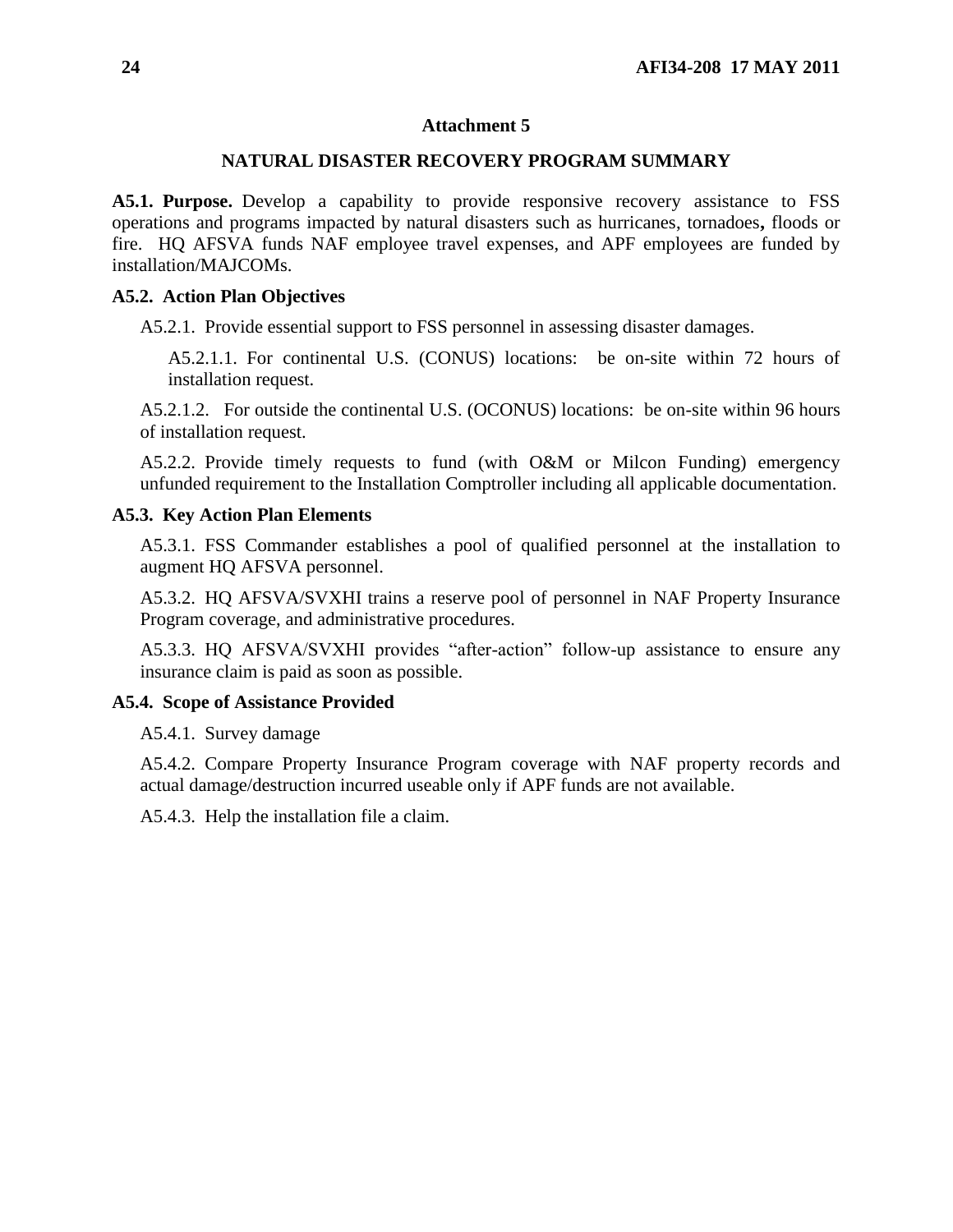## Attachment 5

## NATURAL DISASTER RECOVERY PROGRAM SUMMARY

**A5.1. Purpose.** Develop a capability to provide responsive recovery assistance to FSS operations and programs impacted by natural disasters such as hurricanes, tornadoes**,** floods or fire. HQ AFSVA funds NAF employee travel expenses, and APF employees are funded by installation/MAJCOMs.

**A5.2. Action Plan Objectives**

A5.2.1. Provide essential support to FSS personnel in assessing disaster damages.

A5.2.1.1. For continental U.S. (CONUS) locations: be on-site within 72 hours of installation request.

A5.2.1.2. For outside the continental U.S. (OCONUS) locations: be on-site within 96 hours of installation request.

A5.2.2. Provide timely requests to fund (with O&M or Milcon Funding) emergency unfunded requirement to the Installation Comptroller including all applicable documentation.

**A5.3. Key Action Plan Elements**

A5.3.1. FSS Commander establishes a pool of qualified personnel at the installation to augment HQ AFSVA personnel.

A5.3.2. HQ AFSVA/SVXHI trains a reserve pool of personnel in NAF Property Insurance Program coverage, and administrative procedures.

A5.3.3. HQ AFSVA/SVXHI provides "after-action" follow-up assistance to ensure any insurance claim is paid as soon as possible.

**A5.4. Scope of Assistance Provided**

A5.4.1. Survey damage

A5.4.2. Compare Property Insurance Program coverage with NAF property records and actual damage/destruction incurred useable only if APF funds are not available.

A5.4.3. Help the installation file a claim.